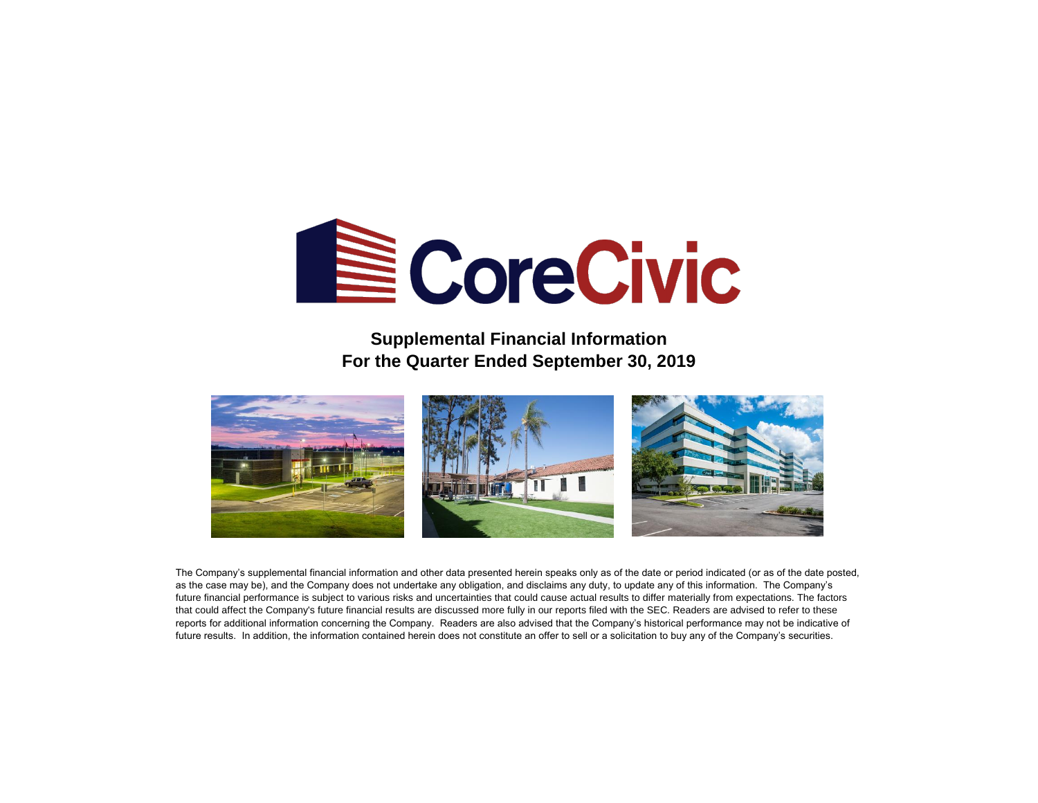CoreCivic

## Supplemental Financial Information
## For the Quarter Ended September 30, 2019

The Company's supplemental financial information and other data presented herein speaks only as of the date or period indicated (or as of the date posted, as the case may be), and the Company does not undertake any obligation, and disclaims any duty, to update any of this information. The Company's future financial performance is subject to various risks and uncertainties that could cause actual results to differ materially from expectations. The factors that could affect the Company's future financial results are discussed more fully in our reports filed with the SEC. Readers are advised to refer to these reports for additional information concerning the Company. Readers are also advised that the Company's historical performance may not be indicative of future results. In addition, the information contained herein does not constitute an offer to sell or a solicitation to buy any of the Company's securities.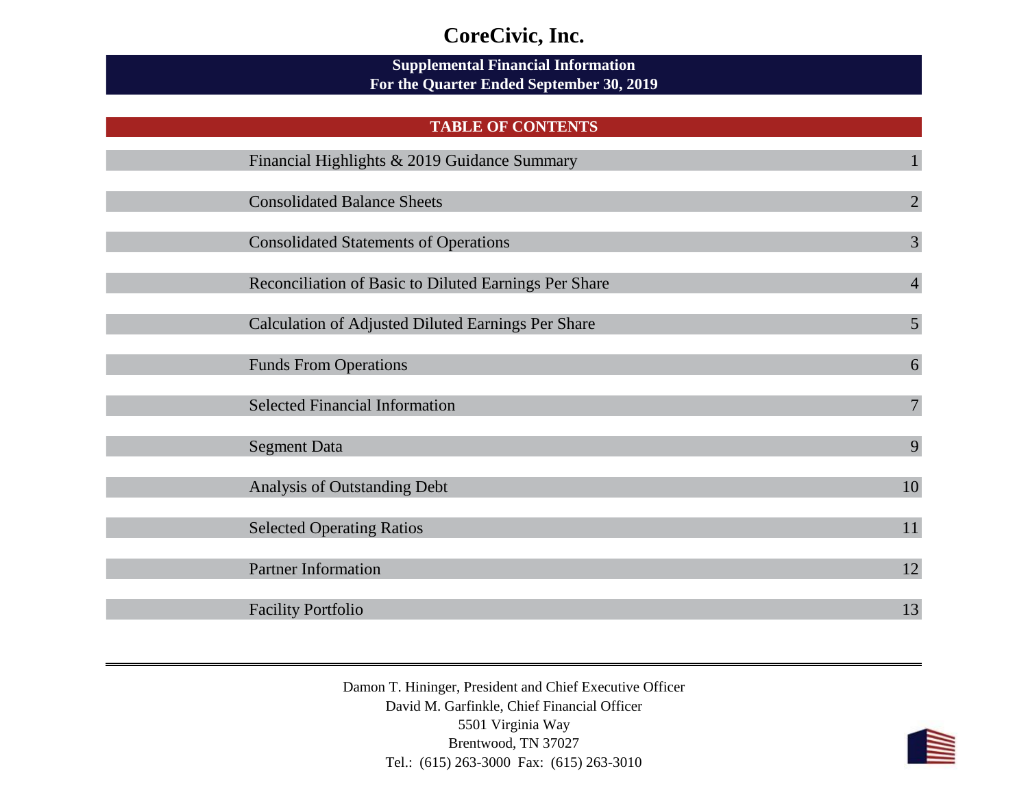# CoreCivic, Inc.

## Supplemental Financial Information
## For the Quarter Ended September 30, 2019

### TABLE OF CONTENTS

| Section | Page |
|---|---|
| Financial Highlights & 2019 Guidance Summary | 1 |
| Consolidated Balance Sheets | 2 |
| Consolidated Statements of Operations | 3 |
| Reconciliation of Basic to Diluted Earnings Per Share | 4 |
| Calculation of Adjusted Diluted Earnings Per Share | 5 |
| Funds From Operations | 6 |
| Selected Financial Information | 7 |
| Segment Data | 9 |
| Analysis of Outstanding Debt | 10 |
| Selected Operating Ratios | 11 |
| Partner Information | 12 |
| Facility Portfolio | 13 |

---

Damon T. Hininger, President and Chief Executive Officer
David M. Garfinkle, Chief Financial Officer
5501 Virginia Way
Brentwood, TN 37027
Tel.: (615) 263-3000 Fax: (615) 263-3010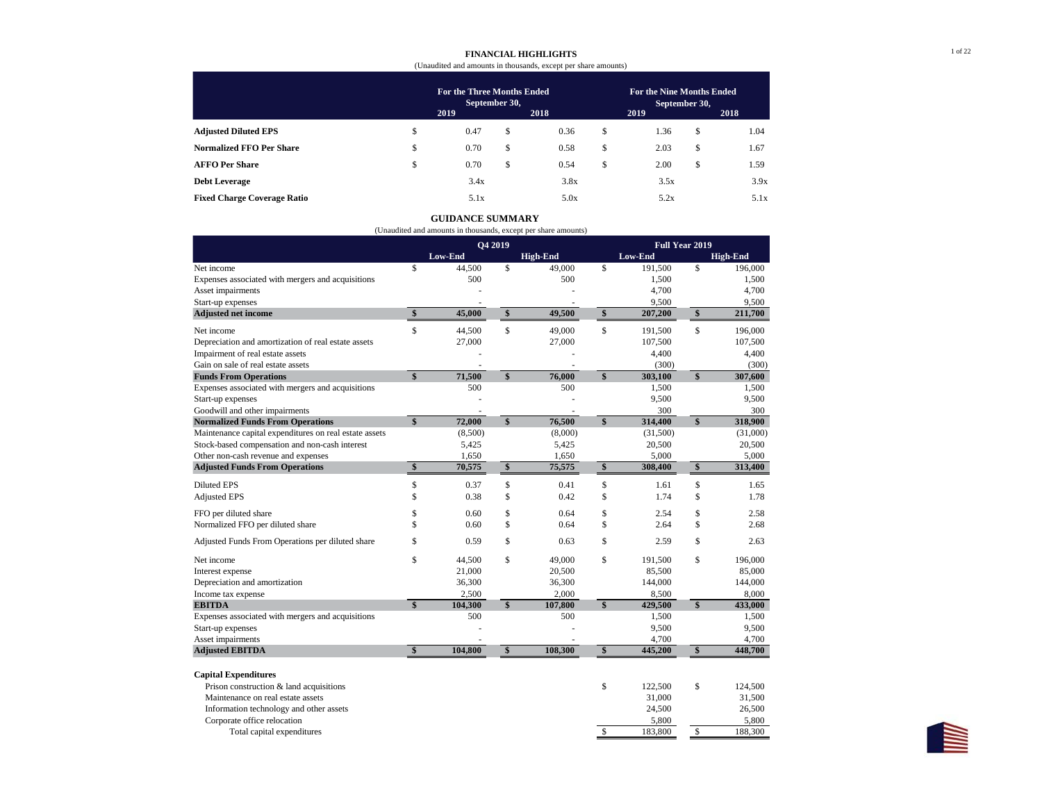## FINANCIAL HIGHLIGHTS

(Unaudited and amounts in thousands, except per share amounts)

| | For the Three Months Ended September 30, 2019 | For the Three Months Ended September 30, 2018 | For the Nine Months Ended September 30, 2019 | For the Nine Months Ended September 30, 2018 |
|---|---|---|---|---|
| **Adjusted Diluted EPS** | $ 0.47 | $ 0.36 | $ 1.36 | $ 1.04 |
| **Normalized FFO Per Share** | $ 0.70 | $ 0.58 | $ 2.03 | $ 1.67 |
| **AFFO Per Share** | $ 0.70 | $ 0.54 | $ 2.00 | $ 1.59 |
| **Debt Leverage** | 3.4x | 3.8x | 3.5x | 3.9x |
| **Fixed Charge Coverage Ratio** | 5.1x | 5.0x | 5.2x | 5.1x |

## GUIDANCE SUMMARY

(Unaudited and amounts in thousands, except per share amounts)

| | Q4 2019 Low-End | Q4 2019 High-End | Full Year 2019 Low-End | Full Year 2019 High-End |
|---|---|---|---|---|
| Net income | $ 44,500 | $ 49,000 | $ 191,500 | $ 196,000 |
| Expenses associated with mergers and acquisitions | 500 | 500 | 1,500 | 1,500 |
| Asset impairments | - | - | 4,700 | 4,700 |
| Start-up expenses | - | - | 9,500 | 9,500 |
| **Adjusted net income** | **$ 45,000** | **$ 49,500** | **$ 207,200** | **$ 211,700** |
| Net income | $ 44,500 | $ 49,000 | $ 191,500 | $ 196,000 |
| Depreciation and amortization of real estate assets | 27,000 | 27,000 | 107,500 | 107,500 |
| Impairment of real estate assets | - | - | 4,400 | 4,400 |
| Gain on sale of real estate assets | - | - | (300) | (300) |
| **Funds From Operations** | **$ 71,500** | **$ 76,000** | **$ 303,100** | **$ 307,600** |
| Expenses associated with mergers and acquisitions | 500 | 500 | 1,500 | 1,500 |
| Start-up expenses | - | - | 9,500 | 9,500 |
| Goodwill and other impairments | - | - | 300 | 300 |
| **Normalized Funds From Operations** | **$ 72,000** | **$ 76,500** | **$ 314,400** | **$ 318,900** |
| Maintenance capital expenditures on real estate assets | (8,500) | (8,000) | (31,500) | (31,000) |
| Stock-based compensation and non-cash interest | 5,425 | 5,425 | 20,500 | 20,500 |
| Other non-cash revenue and expenses | 1,650 | 1,650 | 5,000 | 5,000 |
| **Adjusted Funds From Operations** | **$ 70,575** | **$ 75,575** | **$ 308,400** | **$ 313,400** |
| Diluted EPS | $ 0.37 | $ 0.41 | $ 1.61 | $ 1.65 |
| Adjusted EPS | $ 0.38 | $ 0.42 | $ 1.74 | $ 1.78 |
| FFO per diluted share | $ 0.60 | $ 0.64 | $ 2.54 | $ 2.58 |
| Normalized FFO per diluted share | $ 0.60 | $ 0.64 | $ 2.64 | $ 2.68 |
| Adjusted Funds From Operations per diluted share | $ 0.59 | $ 0.63 | $ 2.59 | $ 2.63 |
| Net income | $ 44,500 | $ 49,000 | $ 191,500 | $ 196,000 |
| Interest expense | 21,000 | 20,500 | 85,500 | 85,000 |
| Depreciation and amortization | 36,300 | 36,300 | 144,000 | 144,000 |
| Income tax expense | 2,500 | 2,000 | 8,500 | 8,000 |
| **EBITDA** | **$ 104,300** | **$ 107,800** | **$ 429,500** | **$ 433,000** |
| Expenses associated with mergers and acquisitions | 500 | 500 | 1,500 | 1,500 |
| Start-up expenses | - | - | 9,500 | 9,500 |
| Asset impairments | - | - | 4,700 | 4,700 |
| **Adjusted EBITDA** | **$ 104,800** | **$ 108,300** | **$ 445,200** | **$ 448,700** |
| **Capital Expenditures** | | | | |
| Prison construction & land acquisitions | | | $ 122,500 | $ 124,500 |
| Maintenance on real estate assets | | | 31,000 | 31,500 |
| Information technology and other assets | | | 24,500 | 26,500 |
| Corporate office relocation | | | 5,800 | 5,800 |
| Total capital expenditures | | | $ 183,800 | $ 188,300 |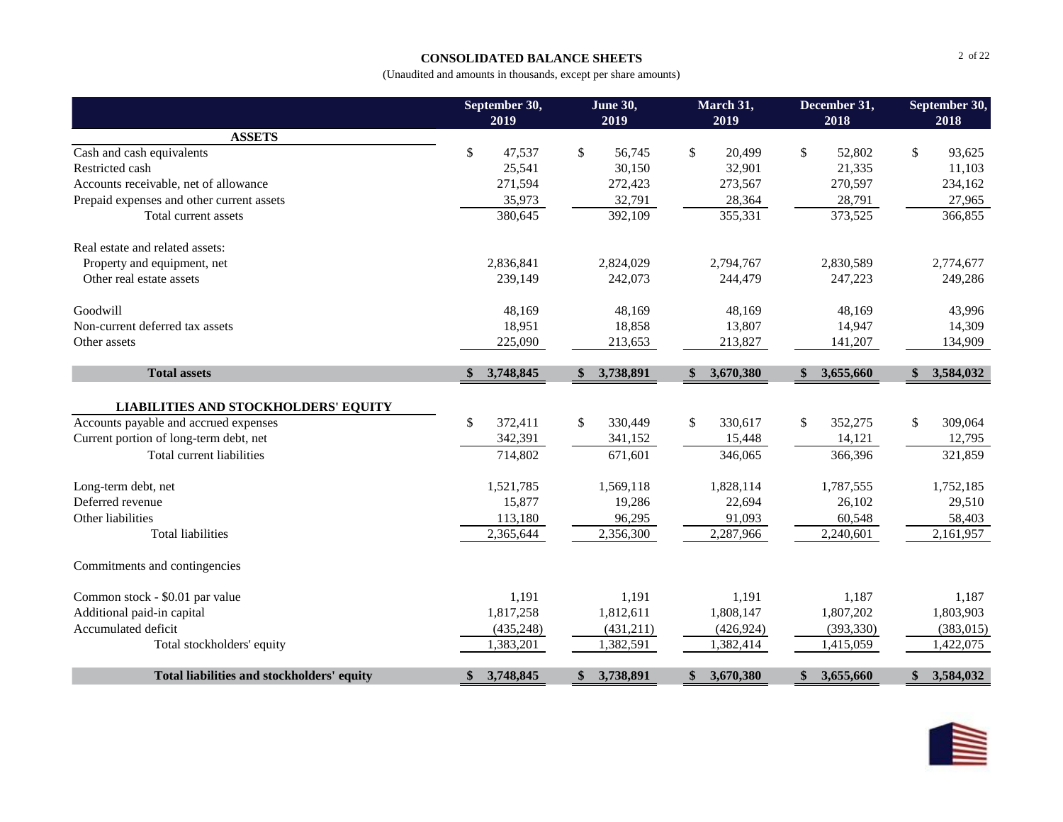# CONSOLIDATED BALANCE SHEETS

(Unaudited and amounts in thousands, except per share amounts)

| | September 30, 2019 | June 30, 2019 | March 31, 2019 | December 31, 2018 | September 30, 2018 |
|---|---|---|---|---|---|
| **ASSETS** | | | | | |
| Cash and cash equivalents | $ 47,537 | $ 56,745 | $ 20,499 | $ 52,802 | $ 93,625 |
| Restricted cash | 25,541 | 30,150 | 32,901 | 21,335 | 11,103 |
| Accounts receivable, net of allowance | 271,594 | 272,423 | 273,567 | 270,597 | 234,162 |
| Prepaid expenses and other current assets | 35,973 | 32,791 | 28,364 | 28,791 | 27,965 |
| Total current assets | 380,645 | 392,109 | 355,331 | 373,525 | 366,855 |
| Real estate and related assets: | | | | | |
| Property and equipment, net | 2,836,841 | 2,824,029 | 2,794,767 | 2,830,589 | 2,774,677 |
| Other real estate assets | 239,149 | 242,073 | 244,479 | 247,223 | 249,286 |
| Goodwill | 48,169 | 48,169 | 48,169 | 48,169 | 43,996 |
| Non-current deferred tax assets | 18,951 | 18,858 | 13,807 | 14,947 | 14,309 |
| Other assets | 225,090 | 213,653 | 213,827 | 141,207 | 134,909 |
| **Total assets** | **$ 3,748,845** | **$ 3,738,891** | **$ 3,670,380** | **$ 3,655,660** | **$ 3,584,032** |
| **LIABILITIES AND STOCKHOLDERS' EQUITY** | | | | | |
| Accounts payable and accrued expenses | $ 372,411 | $ 330,449 | $ 330,617 | $ 352,275 | $ 309,064 |
| Current portion of long-term debt, net | 342,391 | 341,152 | 15,448 | 14,121 | 12,795 |
| Total current liabilities | 714,802 | 671,601 | 346,065 | 366,396 | 321,859 |
| Long-term debt, net | 1,521,785 | 1,569,118 | 1,828,114 | 1,787,555 | 1,752,185 |
| Deferred revenue | 15,877 | 19,286 | 22,694 | 26,102 | 29,510 |
| Other liabilities | 113,180 | 96,295 | 91,093 | 60,548 | 58,403 |
| Total liabilities | 2,365,644 | 2,356,300 | 2,287,966 | 2,240,601 | 2,161,957 |
| Commitments and contingencies | | | | | |
| Common stock - $0.01 par value | 1,191 | 1,191 | 1,191 | 1,187 | 1,187 |
| Additional paid-in capital | 1,817,258 | 1,812,611 | 1,808,147 | 1,807,202 | 1,803,903 |
| Accumulated deficit | (435,248) | (431,211) | (426,924) | (393,330) | (383,015) |
| Total stockholders' equity | 1,383,201 | 1,382,591 | 1,382,414 | 1,415,059 | 1,422,075 |
| **Total liabilities and stockholders' equity** | **$ 3,748,845** | **$ 3,738,891** | **$ 3,670,380** | **$ 3,655,660** | **$ 3,584,032** |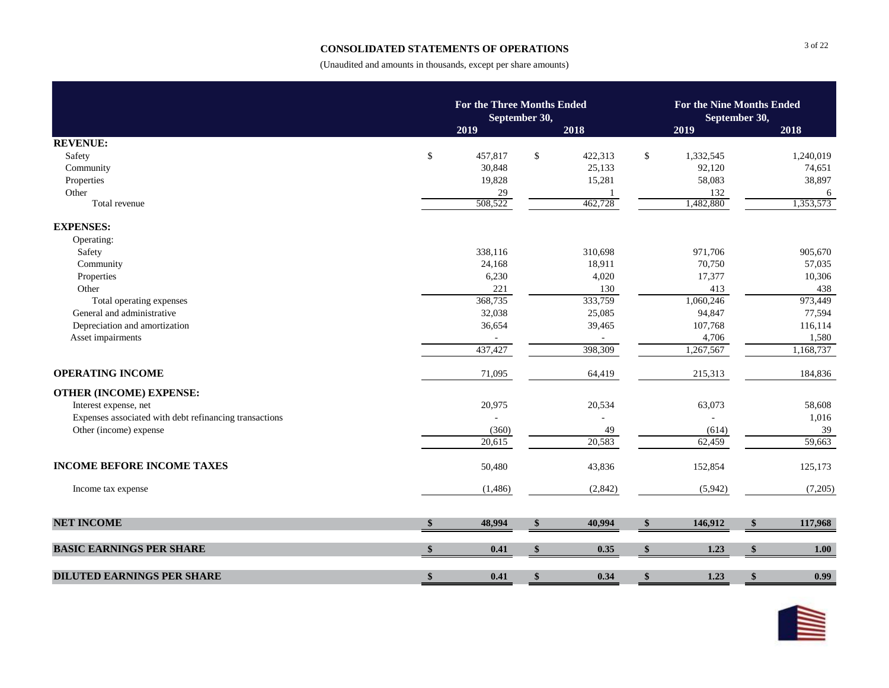# CONSOLIDATED STATEMENTS OF OPERATIONS

(Unaudited and amounts in thousands, except per share amounts)

| | For the Three Months Ended September 30, | | For the Nine Months Ended September 30, | |
|---|---|---|---|---|
| | 2019 | 2018 | 2019 | 2018 |
| **REVENUE:** | | | | |
| Safety | $ 457,817 | $ 422,313 | $ 1,332,545 | 1,240,019 |
| Community | 30,848 | 25,133 | 92,120 | 74,651 |
| Properties | 19,828 | 15,281 | 58,083 | 38,897 |
| Other | 29 | 1 | 132 | 6 |
| Total revenue | 508,522 | 462,728 | 1,482,880 | 1,353,573 |
| **EXPENSES:** | | | | |
| Operating: | | | | |
| Safety | 338,116 | 310,698 | 971,706 | 905,670 |
| Community | 24,168 | 18,911 | 70,750 | 57,035 |
| Properties | 6,230 | 4,020 | 17,377 | 10,306 |
| Other | 221 | 130 | 413 | 438 |
| Total operating expenses | 368,735 | 333,759 | 1,060,246 | 973,449 |
| General and administrative | 32,038 | 25,085 | 94,847 | 77,594 |
| Depreciation and amortization | 36,654 | 39,465 | 107,768 | 116,114 |
| Asset impairments | - | - | 4,706 | 1,580 |
| | 437,427 | 398,309 | 1,267,567 | 1,168,737 |
| **OPERATING INCOME** | 71,095 | 64,419 | 215,313 | 184,836 |
| **OTHER (INCOME) EXPENSE:** | | | | |
| Interest expense, net | 20,975 | 20,534 | 63,073 | 58,608 |
| Expenses associated with debt refinancing transactions | - | - | - | 1,016 |
| Other (income) expense | (360) | 49 | (614) | 39 |
| | 20,615 | 20,583 | 62,459 | 59,663 |
| **INCOME BEFORE INCOME TAXES** | 50,480 | 43,836 | 152,854 | 125,173 |
| Income tax expense | (1,486) | (2,842) | (5,942) | (7,205) |
| **NET INCOME** | **$ 48,994** | **$ 40,994** | **$ 146,912** | **$ 117,968** |
| **BASIC EARNINGS PER SHARE** | **$ 0.41** | **$ 0.35** | **$ 1.23** | **$ 1.00** |
| **DILUTED EARNINGS PER SHARE** | **$ 0.41** | **$ 0.34** | **$ 1.23** | **$ 0.99** |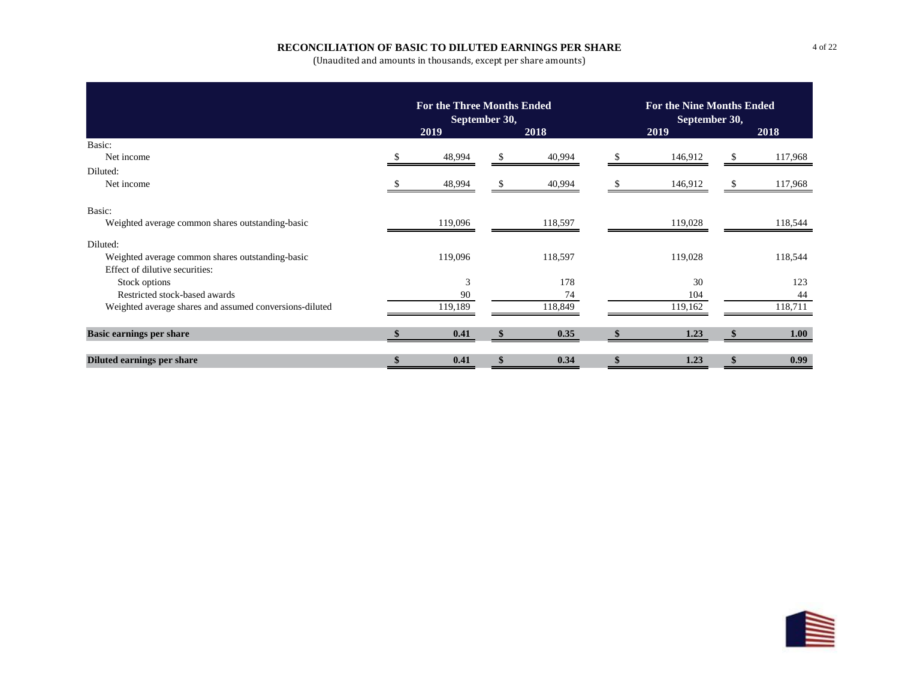## RECONCILIATION OF BASIC TO DILUTED EARNINGS PER SHARE

(Unaudited and amounts in thousands, except per share amounts)

| | For the Three Months Ended September 30, | | For the Nine Months Ended September 30, | |
|---|---|---|---|---|
| | 2019 | 2018 | 2019 | 2018 |
| Basic: | | | | |
| Net income | $ 48,994 | $ 40,994 | $ 146,912 | $ 117,968 |
| Diluted: | | | | |
| Net income | $ 48,994 | $ 40,994 | $ 146,912 | $ 117,968 |
| Basic: | | | | |
| Weighted average common shares outstanding-basic | 119,096 | 118,597 | 119,028 | 118,544 |
| Diluted: | | | | |
| Weighted average common shares outstanding-basic | 119,096 | 118,597 | 119,028 | 118,544 |
| Effect of dilutive securities: | | | | |
| Stock options | 3 | 178 | 30 | 123 |
| Restricted stock-based awards | 90 | 74 | 104 | 44 |
| Weighted average shares and assumed conversions-diluted | 119,189 | 118,849 | 119,162 | 118,711 |
| **Basic earnings per share** | **$ 0.41** | **$ 0.35** | **$ 1.23** | **$ 1.00** |
| **Diluted earnings per share** | **$ 0.41** | **$ 0.34** | **$ 1.23** | **$ 0.99** |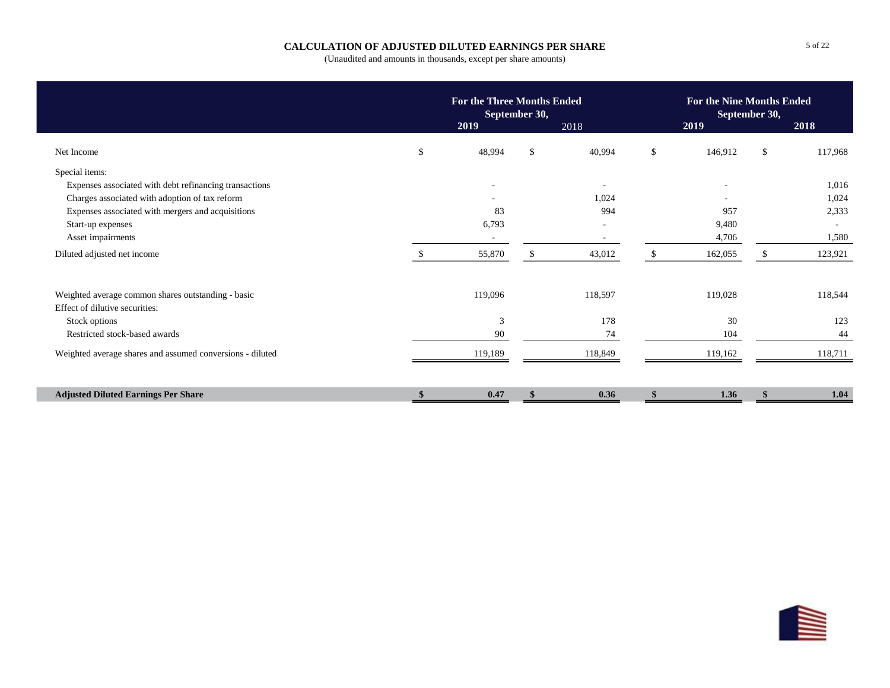# CALCULATION OF ADJUSTED DILUTED EARNINGS PER SHARE

(Unaudited and amounts in thousands, except per share amounts)

| | For the Three Months Ended September 30, | | For the Nine Months Ended September 30, | |
|---|---|---|---|---|
| | **2019** | 2018 | **2019** | **2018** |
| Net Income | $ 48,994 | $ 40,994 | $ 146,912 | $ 117,968 |
| Special items: | | | | |
| Expenses associated with debt refinancing transactions | - | - | - | 1,016 |
| Charges associated with adoption of tax reform | - | 1,024 | - | 1,024 |
| Expenses associated with mergers and acquisitions | 83 | 994 | 957 | 2,333 |
| Start-up expenses | 6,793 | - | 9,480 | - |
| Asset impairments | - | - | 4,706 | 1,580 |
| Diluted adjusted net income | $ 55,870 | $ 43,012 | $ 162,055 | $ 123,921 |
| | | | | |
| Weighted average common shares outstanding - basic | 119,096 | 118,597 | 119,028 | 118,544 |
| Effect of dilutive securities: | | | | |
| Stock options | 3 | 178 | 30 | 123 |
| Restricted stock-based awards | 90 | 74 | 104 | 44 |
| Weighted average shares and assumed conversions - diluted | 119,189 | 118,849 | 119,162 | 118,711 |
| | | | | |
| **Adjusted Diluted Earnings Per Share** | **$ 0.47** | **$ 0.36** | **$ 1.36** | **$ 1.04** |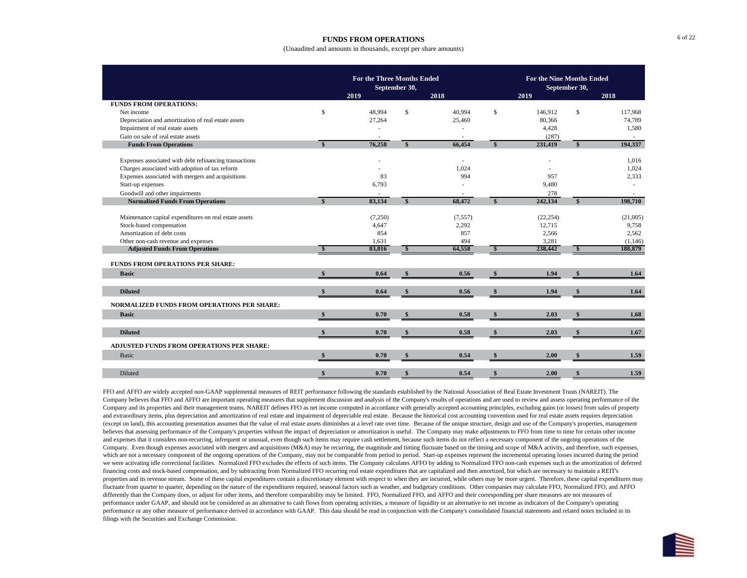# FUNDS FROM OPERATIONS

(Unaudited and amounts in thousands, except per share amounts)

| | For the Three Months Ended September 30, | | For the Nine Months Ended September 30, | |
|---|---|---|---|---|
| | 2019 | 2018 | 2019 | 2018 |
| **FUNDS FROM OPERATIONS:** | | | | |
| Net income | $ 48,994 | $ 40,994 | $ 146,912 | $ 117,968 |
| Depreciation and amortization of real estate assets | 27,264 | 25,460 | 80,366 | 74,789 |
| Impairment of real estate assets | - | - | 4,428 | 1,580 |
| Gain on sale of real estate assets | - | - | (287) | - |
| **Funds From Operations** | **$ 76,258** | **$ 66,454** | **$ 231,419** | **$ 194,337** |
| Expenses associated with debt refinancing transactions | - | - | - | 1,016 |
| Charges associated with adoption of tax reform | - | 1,024 | - | 1,024 |
| Expenses associated with mergers and acquisitions | 83 | 994 | 957 | 2,333 |
| Start-up expenses | 6,793 | - | 9,480 | - |
| Goodwill and other impairments | - | - | 278 | - |
| **Normalized Funds From Operations** | **$ 83,134** | **$ 68,472** | **$ 242,134** | **$ 198,710** |
| Maintenance capital expenditures on real estate assets | (7,250) | (7,557) | (22,254) | (21,005) |
| Stock-based compensation | 4,647 | 2,292 | 12,715 | 9,758 |
| Amortization of debt costs | 854 | 857 | 2,566 | 2,562 |
| Other non-cash revenue and expenses | 1,631 | 494 | 3,281 | (1,146) |
| **Adjusted Funds From Operations** | **$ 83,016** | **$ 64,558** | **$ 238,442** | **$ 188,879** |
| **FUNDS FROM OPERATIONS PER SHARE:** | | | | |
| **Basic** | **$ 0.64** | **$ 0.56** | **$ 1.94** | **$ 1.64** |
| **Diluted** | **$ 0.64** | **$ 0.56** | **$ 1.94** | **$ 1.64** |
| **NORMALIZED FUNDS FROM OPERATIONS PER SHARE:** | | | | |
| **Basic** | **$ 0.70** | **$ 0.58** | **$ 2.03** | **$ 1.68** |
| **Diluted** | **$ 0.70** | **$ 0.58** | **$ 2.03** | **$ 1.67** |
| **ADJUSTED FUNDS FROM OPERATIONS PER SHARE:** | | | | |
| Basic | **$ 0.70** | **$ 0.54** | **$ 2.00** | **$ 1.59** |
| Diluted | **$ 0.70** | **$ 0.54** | **$ 2.00** | **$ 1.59** |

FFO and AFFO are widely accepted non-GAAP supplemental measures of REIT performance following the standards established by the National Association of Real Estate Investment Trusts (NAREIT). The Company believes that FFO and AFFO are important operating measures that supplement discussion and analysis of the Company's results of operations and are used to review and assess operating performance of the Company and its properties and their management teams. NAREIT defines FFO as net income computed in accordance with generally accepted accounting principles, excluding gains (or losses) from sales of property and extraordinary items, plus depreciation and amortization of real estate and impairment of depreciable real estate. Because the historical cost accounting convention used for real estate assets requires depreciation (except on land), this accounting presentation assumes that the value of real estate assets diminishes at a level rate over time. Because of the unique structure, design and use of the Company's properties, management believes that assessing performance of the Company's properties without the impact of depreciation or amortization is useful. The Company may make adjustments to FFO from time to time for certain other income and expenses that it considers non-recurring, infrequent or unusual, even though such items may require cash settlement, because such items do not reflect a necessary component of the ongoing operations of the Company. Even though expenses associated with mergers and acquisitions (M&A) may be recurring, the magnitude and timing fluctuate based on the timing and scope of M&A activity, and therefore, such expenses, which are not a necessary component of the ongoing operations of the Company, may not be comparable from period to period. Start-up expenses represent the incremental operating losses incurred during the period we were activating idle correctional facilities. Normalized FFO excludes the effects of such items. The Company calculates AFFO by adding to Normalized FFO non-cash expenses such as the amortization of deferred financing costs and stock-based compensation, and by subtracting from Normalized FFO recurring real estate expenditures that are capitalized and then amortized, but which are necessary to maintain a REIT's properties and its revenue stream. Some of these capital expenditures contain a discretionary element with respect to when they are incurred, while others may be more urgent. Therefore, these capital expenditures may fluctuate from quarter to quarter, depending on the nature of the expenditures required, seasonal factors such as weather, and budgetary conditions. Other companies may calculate FFO, Normalized FFO, and AFFO differently than the Company does, or adjust for other items, and therefore comparability may be limited. FFO, Normalized FFO, and AFFO and their corresponding per share measures are not measures of performance under GAAP, and should not be considered as an alternative to cash flows from operating activities, a measure of liquidity or an alternative to net income as indicators of the Company's operating performance or any other measure of performance derived in accordance with GAAP. This data should be read in conjunction with the Company's consolidated financial statements and related notes included in its filings with the Securities and Exchange Commission.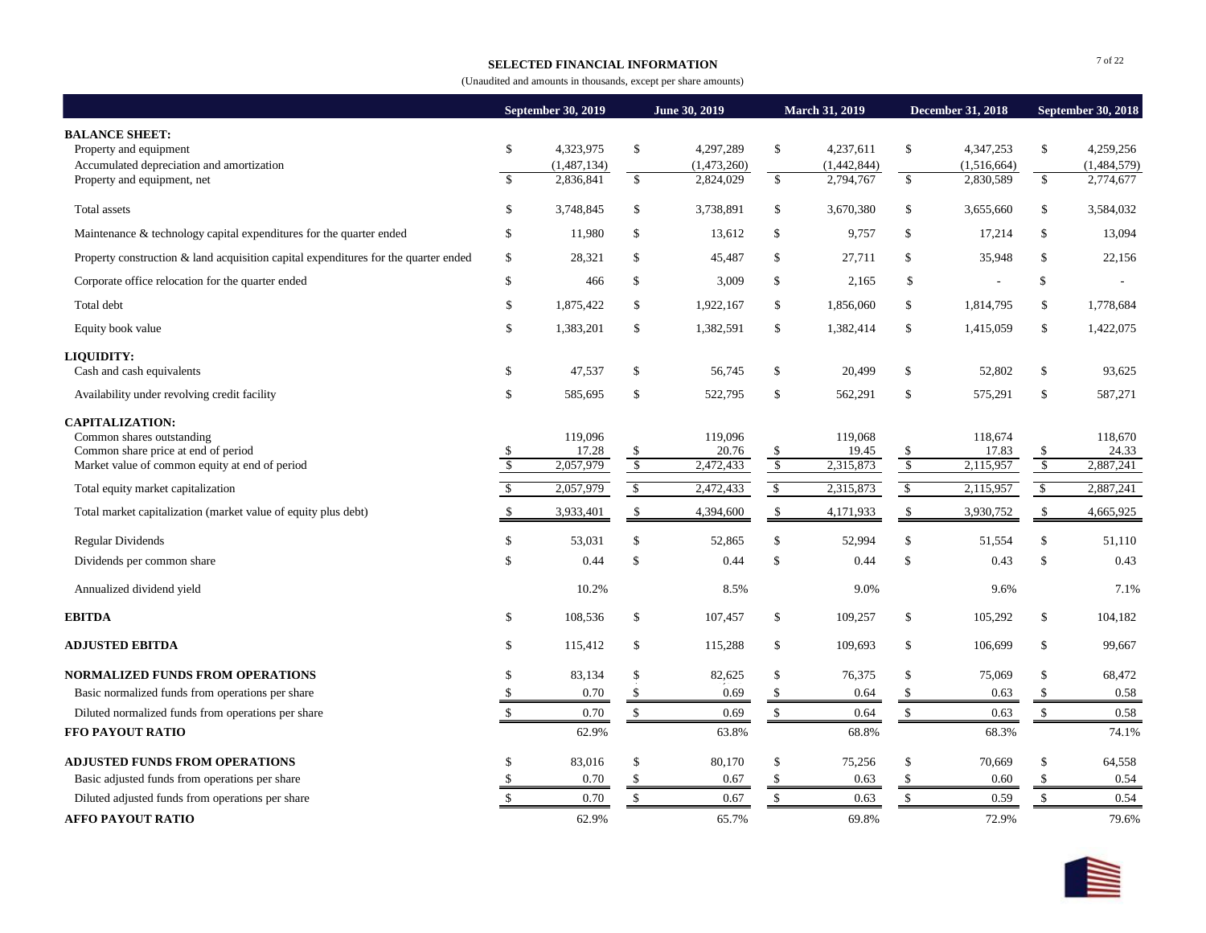**SELECTED FINANCIAL INFORMATION**

(Unaudited and amounts in thousands, except per share amounts)

| | September 30, 2019 | June 30, 2019 | March 31, 2019 | December 31, 2018 | September 30, 2018 |
|---|---|---|---|---|---|
| **BALANCE SHEET:** | | | | | |
| Property and equipment | $ 4,323,975 | $ 4,297,289 | $ 4,237,611 | $ 4,347,253 | $ 4,259,256 |
| Accumulated depreciation and amortization | (1,487,134) | (1,473,260) | (1,442,844) | (1,516,664) | (1,484,579) |
| Property and equipment, net | $ 2,836,841 | $ 2,824,029 | $ 2,794,767 | $ 2,830,589 | $ 2,774,677 |
| Total assets | $ 3,748,845 | $ 3,738,891 | $ 3,670,380 | $ 3,655,660 | $ 3,584,032 |
| Maintenance & technology capital expenditures for the quarter ended | $ 11,980 | $ 13,612 | $ 9,757 | $ 17,214 | $ 13,094 |
| Property construction & land acquisition capital expenditures for the quarter ended | $ 28,321 | $ 45,487 | $ 27,711 | $ 35,948 | $ 22,156 |
| Corporate office relocation for the quarter ended | $ 466 | $ 3,009 | $ 2,165 | $ - | $ - |
| Total debt | $ 1,875,422 | $ 1,922,167 | $ 1,856,060 | $ 1,814,795 | $ 1,778,684 |
| Equity book value | $ 1,383,201 | $ 1,382,591 | $ 1,382,414 | $ 1,415,059 | $ 1,422,075 |
| **LIQUIDITY:** | | | | | |
| Cash and cash equivalents | $ 47,537 | $ 56,745 | $ 20,499 | $ 52,802 | $ 93,625 |
| Availability under revolving credit facility | $ 585,695 | $ 522,795 | $ 562,291 | $ 575,291 | $ 587,271 |
| **CAPITALIZATION:** | | | | | |
| Common shares outstanding | 119,096 | 119,096 | 119,068 | 118,674 | 118,670 |
| Common share price at end of period | $ 17.28 | $ 20.76 | $ 19.45 | $ 17.83 | $ 24.33 |
| Market value of common equity at end of period | $ 2,057,979 | $ 2,472,433 | $ 2,315,873 | $ 2,115,957 | $ 2,887,241 |
| Total equity market capitalization | $ 2,057,979 | $ 2,472,433 | $ 2,315,873 | $ 2,115,957 | $ 2,887,241 |
| Total market capitalization (market value of equity plus debt) | $ 3,933,401 | $ 4,394,600 | $ 4,171,933 | $ 3,930,752 | $ 4,665,925 |
| Regular Dividends | $ 53,031 | $ 52,865 | $ 52,994 | $ 51,554 | $ 51,110 |
| Dividends per common share | $ 0.44 | $ 0.44 | $ 0.44 | $ 0.43 | $ 0.43 |
| Annualized dividend yield | 10.2% | 8.5% | 9.0% | 9.6% | 7.1% |
| **EBITDA** | $ 108,536 | $ 107,457 | $ 109,257 | $ 105,292 | $ 104,182 |
| **ADJUSTED EBITDA** | $ 115,412 | $ 115,288 | $ 109,693 | $ 106,699 | $ 99,667 |
| **NORMALIZED FUNDS FROM OPERATIONS** | $ 83,134 | $ 82,625 | $ 76,375 | $ 75,069 | $ 68,472 |
| Basic normalized funds from operations per share | $ 0.70 | $ 0.69 | $ 0.64 | $ 0.63 | $ 0.58 |
| Diluted normalized funds from operations per share | $ 0.70 | $ 0.69 | $ 0.64 | $ 0.63 | $ 0.58 |
| **FFO PAYOUT RATIO** | 62.9% | 63.8% | 68.8% | 68.3% | 74.1% |
| **ADJUSTED FUNDS FROM OPERATIONS** | $ 83,016 | $ 80,170 | $ 75,256 | $ 70,669 | $ 64,558 |
| Basic adjusted funds from operations per share | $ 0.70 | $ 0.67 | $ 0.63 | $ 0.60 | $ 0.54 |
| Diluted adjusted funds from operations per share | $ 0.70 | $ 0.67 | $ 0.63 | $ 0.59 | $ 0.54 |
| **AFFO PAYOUT RATIO** | 62.9% | 65.7% | 69.8% | 72.9% | 79.6% |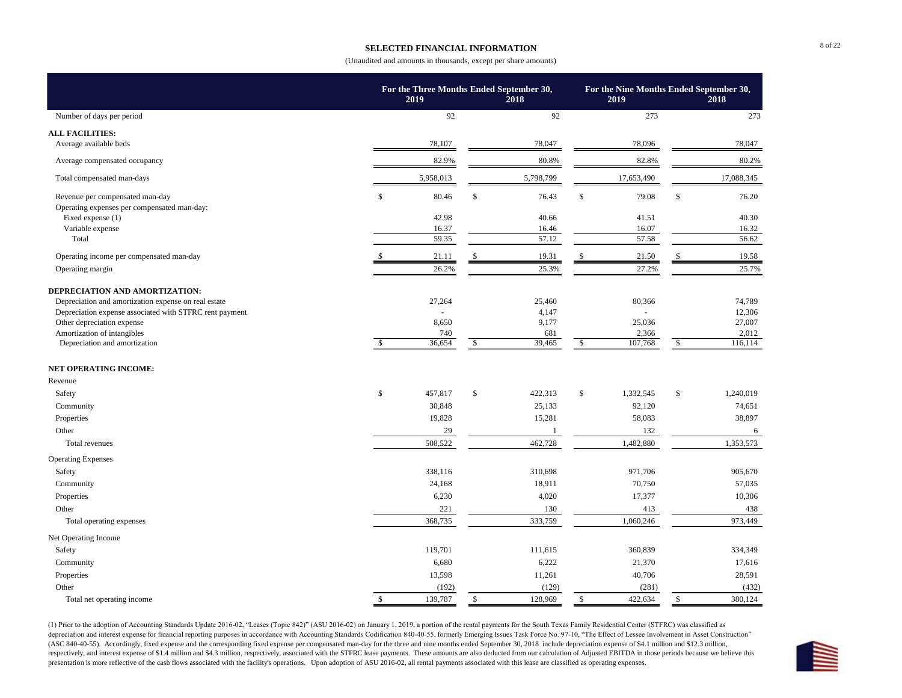## SELECTED FINANCIAL INFORMATION

(Unaudited and amounts in thousands, except per share amounts)

| | For the Three Months Ended September 30, 2019 | For the Three Months Ended September 30, 2018 | For the Nine Months Ended September 30, 2019 | For the Nine Months Ended September 30, 2018 |
|---|---|---|---|---|
| Number of days per period | 92 | 92 | 273 | 273 |
| **ALL FACILITIES:** | | | | |
| Average available beds | 78,107 | 78,047 | 78,096 | 78,047 |
| Average compensated occupancy | 82.9% | 80.8% | 82.8% | 80.2% |
| Total compensated man-days | 5,958,013 | 5,798,799 | 17,653,490 | 17,088,345 |
| Revenue per compensated man-day | $ 80.46 | $ 76.43 | $ 79.08 | $ 76.20 |
| Operating expenses per compensated man-day: | | | | |
| Fixed expense (1) | 42.98 | 40.66 | 41.51 | 40.30 |
| Variable expense | 16.37 | 16.46 | 16.07 | 16.32 |
| Total | 59.35 | 57.12 | 57.58 | 56.62 |
| Operating income per compensated man-day | $ 21.11 | $ 19.31 | $ 21.50 | $ 19.58 |
| Operating margin | 26.2% | 25.3% | 27.2% | 25.7% |
| **DEPRECIATION AND AMORTIZATION:** | | | | |
| Depreciation and amortization expense on real estate | 27,264 | 25,460 | 80,366 | 74,789 |
| Depreciation expense associated with STFRC rent payment | - | 4,147 | - | 12,306 |
| Other depreciation expense | 8,650 | 9,177 | 25,036 | 27,007 |
| Amortization of intangibles | 740 | 681 | 2,366 | 2,012 |
| Depreciation and amortization | $ 36,654 | $ 39,465 | $ 107,768 | $ 116,114 |
| **NET OPERATING INCOME:** | | | | |
| Revenue | | | | |
| Safety | $ 457,817 | $ 422,313 | $ 1,332,545 | $ 1,240,019 |
| Community | 30,848 | 25,133 | 92,120 | 74,651 |
| Properties | 19,828 | 15,281 | 58,083 | 38,897 |
| Other | 29 | 1 | 132 | 6 |
| Total revenues | 508,522 | 462,728 | 1,482,880 | 1,353,573 |
| Operating Expenses | | | | |
| Safety | 338,116 | 310,698 | 971,706 | 905,670 |
| Community | 24,168 | 18,911 | 70,750 | 57,035 |
| Properties | 6,230 | 4,020 | 17,377 | 10,306 |
| Other | 221 | 130 | 413 | 438 |
| Total operating expenses | 368,735 | 333,759 | 1,060,246 | 973,449 |
| Net Operating Income | | | | |
| Safety | 119,701 | 111,615 | 360,839 | 334,349 |
| Community | 6,680 | 6,222 | 21,370 | 17,616 |
| Properties | 13,598 | 11,261 | 40,706 | 28,591 |
| Other | (192) | (129) | (281) | (432) |
| Total net operating income | $ 139,787 | $ 128,969 | $ 422,634 | $ 380,124 |

(1) Prior to the adoption of Accounting Standards Update 2016-02, "Leases (Topic 842)" (ASU 2016-02) on January 1, 2019, a portion of the rental payments for the South Texas Family Residential Center (STFRC) was classified as depreciation and interest expense for financial reporting purposes in accordance with Accounting Standards Codification 840-40-55, formerly Emerging Issues Task Force No. 97-10, "The Effect of Lessee Involvement in Asset Construction" (ASC 840-40-55). Accordingly, fixed expense and the corresponding fixed expense per compensated man-day for the three and nine months ended September 30, 2018 include depreciation expense of $4.1 million and $12.3 million, respectively, and interest expense of $1.4 million and $4.3 million, respectively, associated with the STFRC lease payments. These amounts are also deducted from our calculation of Adjusted EBITDA in those periods because we believe this presentation is more reflective of the cash flows associated with the facility's operations. Upon adoption of ASU 2016-02, all rental payments associated with this lease are classified as operating expenses.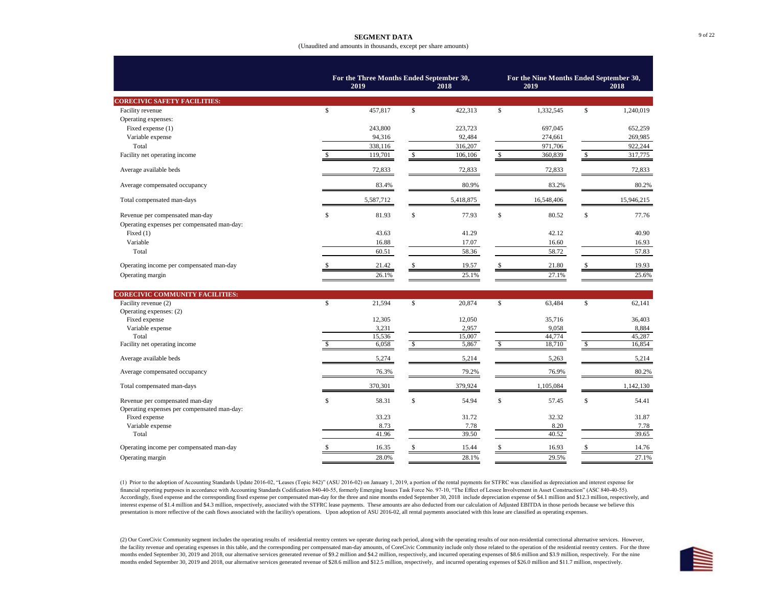# SEGMENT DATA

(Unaudited and amounts in thousands, except per share amounts)

| | For the Three Months Ended September 30, | | For the Nine Months Ended September 30, | |
|---|---|---|---|---|
| | 2019 | 2018 | 2019 | 2018 |
| **CORECIVIC SAFETY FACILITIES:** | | | | |
| Facility revenue | $ 457,817 | $ 422,313 | $ 1,332,545 | $ 1,240,019 |
| Operating expenses: | | | | |
| Fixed expense (1) | 243,800 | 223,723 | 697,045 | 652,259 |
| Variable expense | 94,316 | 92,484 | 274,661 | 269,985 |
| Total | 338,116 | 316,207 | 971,706 | 922,244 |
| Facility net operating income | $ 119,701 | $ 106,106 | $ 360,839 | $ 317,775 |
| Average available beds | 72,833 | 72,833 | 72,833 | 72,833 |
| Average compensated occupancy | 83.4% | 80.9% | 83.2% | 80.2% |
| Total compensated man-days | 5,587,712 | 5,418,875 | 16,548,406 | 15,946,215 |
| Revenue per compensated man-day | $ 81.93 | $ 77.93 | $ 80.52 | $ 77.76 |
| Operating expenses per compensated man-day: | | | | |
| Fixed (1) | 43.63 | 41.29 | 42.12 | 40.90 |
| Variable | 16.88 | 17.07 | 16.60 | 16.93 |
| Total | 60.51 | 58.36 | 58.72 | 57.83 |
| Operating income per compensated man-day | $ 21.42 | $ 19.57 | $ 21.80 | $ 19.93 |
| Operating margin | 26.1% | 25.1% | 27.1% | 25.6% |
| **CORECIVIC COMMUNITY FACILITIES:** | | | | |
| Facility revenue (2) | $ 21,594 | $ 20,874 | $ 63,484 | $ 62,141 |
| Operating expenses: (2) | | | | |
| Fixed expense | 12,305 | 12,050 | 35,716 | 36,403 |
| Variable expense | 3,231 | 2,957 | 9,058 | 8,884 |
| Total | 15,536 | 15,007 | 44,774 | 45,287 |
| Facility net operating income | $ 6,058 | $ 5,867 | $ 18,710 | $ 16,854 |
| Average available beds | 5,274 | 5,214 | 5,263 | 5,214 |
| Average compensated occupancy | 76.3% | 79.2% | 76.9% | 80.2% |
| Total compensated man-days | 370,301 | 379,924 | 1,105,084 | 1,142,130 |
| Revenue per compensated man-day | $ 58.31 | $ 54.94 | $ 57.45 | $ 54.41 |
| Operating expenses per compensated man-day: | | | | |
| Fixed expense | 33.23 | 31.72 | 32.32 | 31.87 |
| Variable expense | 8.73 | 7.78 | 8.20 | 7.78 |
| Total | 41.96 | 39.50 | 40.52 | 39.65 |
| Operating income per compensated man-day | $ 16.35 | $ 15.44 | $ 16.93 | $ 14.76 |
| Operating margin | 28.0% | 28.1% | 29.5% | 27.1% |

(1) Prior to the adoption of Accounting Standards Update 2016-02, "Leases (Topic 842)" (ASU 2016-02) on January 1, 2019, a portion of the rental payments for STFRC was classified as depreciation and interest expense for financial reporting purposes in accordance with Accounting Standards Codification 840-40-55, formerly Emerging Issues Task Force No. 97-10, "The Effect of Lessee Involvement in Asset Construction" (ASC 840-40-55). Accordingly, fixed expense and the corresponding fixed expense per compensated man-day for the three and nine months ended September 30, 2018 include depreciation expense of $4.1 million and $12.3 million, respectively, and interest expense of $1.4 million and $4.3 million, respectively, associated with the STFRC lease payments. These amounts are also deducted from our calculation of Adjusted EBITDA in those periods because we believe this presentation is more reflective of the cash flows associated with the facility's operations. Upon adoption of ASU 2016-02, all rental payments associated with this lease are classified as operating expenses.

(2) Our CoreCivic Community segment includes the operating results of residential reentry centers we operate during each period, along with the operating results of our non-residential correctional alternative services. However, the facility revenue and operating expenses in this table, and the corresponding per compensated man-day amounts, of CoreCivic Community include only those related to the operation of the residential reentry centers. For the three months ended September 30, 2019 and 2018, our alternative services generated revenue of $9.2 million and $4.2 million, respectively, and incurred operating expenses of $8.6 million and $3.9 million, respectively. For the nine months ended September 30, 2019 and 2018, our alternative services generated revenue of $28.6 million and $12.5 million, respectively, and incurred operating expenses of $26.0 million and $11.7 million, respectively.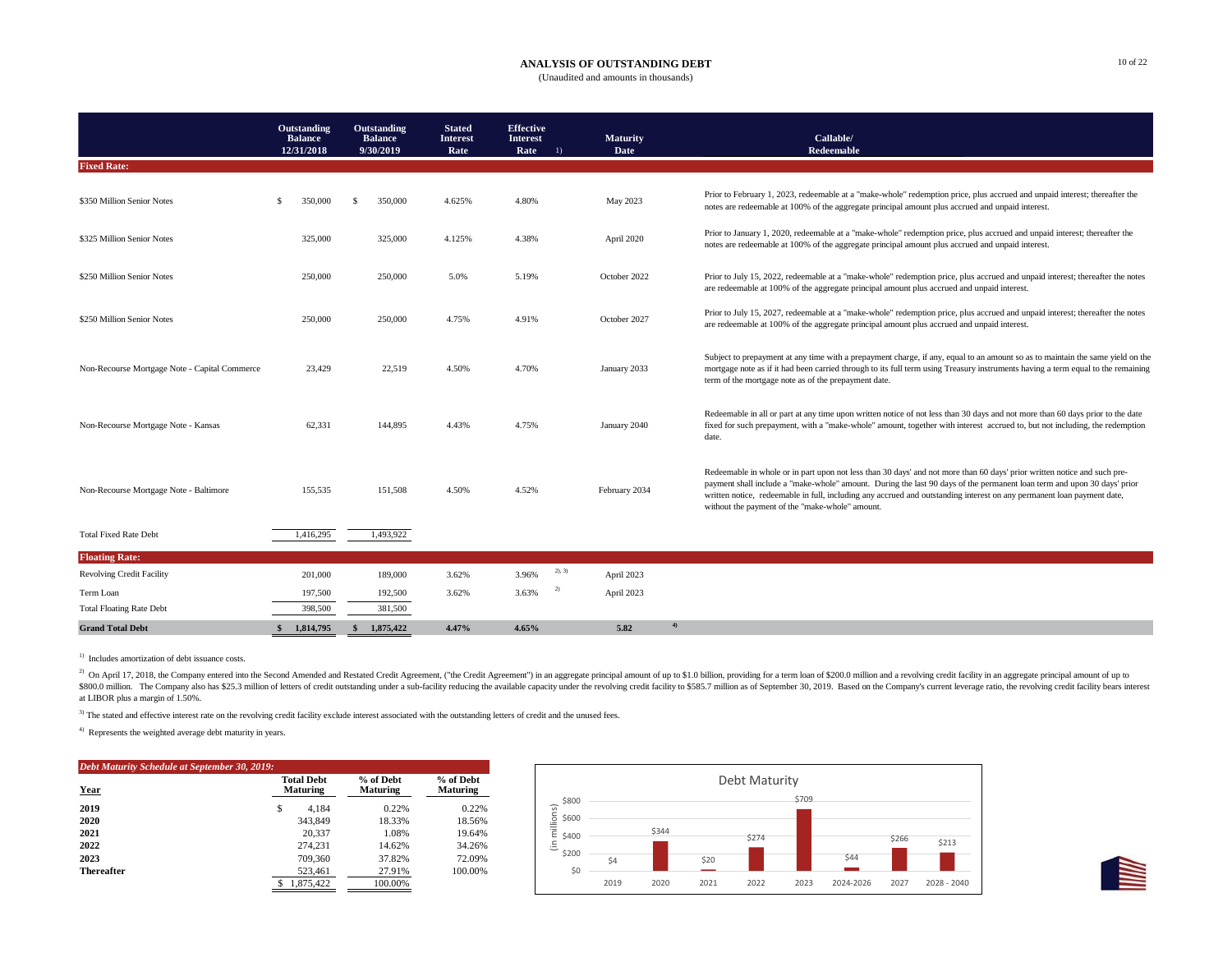# ANALYSIS OF OUTSTANDING DEBT

(Unaudited and amounts in thousands)

| | Outstanding Balance 12/31/2018 | Outstanding Balance 9/30/2019 | Stated Interest Rate | Effective Interest Rate [1] | Maturity Date | Callable/ Redeemable |
|---|---|---|---|---|---|---|
| **Fixed Rate:** | | | | | | |
| $350 Million Senior Notes | $ 350,000 | $ 350,000 | 4.625% | 4.80% | May 2023 | Prior to February 1, 2023, redeemable at a "make-whole" redemption price, plus accrued and unpaid interest; thereafter the notes are redeemable at 100% of the aggregate principal amount plus accrued and unpaid interest. |
| $325 Million Senior Notes | 325,000 | 325,000 | 4.125% | 4.38% | April 2020 | Prior to January 1, 2020, redeemable at a "make-whole" redemption price, plus accrued and unpaid interest; thereafter the notes are redeemable at 100% of the aggregate principal amount plus accrued and unpaid interest. |
| $250 Million Senior Notes | 250,000 | 250,000 | 5.0% | 5.19% | October 2022 | Prior to July 15, 2022, redeemable at a "make-whole" redemption price, plus accrued and unpaid interest; thereafter the notes are redeemable at 100% of the aggregate principal amount plus accrued and unpaid interest. |
| $250 Million Senior Notes | 250,000 | 250,000 | 4.75% | 4.91% | October 2027 | Prior to July 15, 2027, redeemable at a "make-whole" redemption price, plus accrued and unpaid interest; thereafter the notes are redeemable at 100% of the aggregate principal amount plus accrued and unpaid interest. |
| Non-Recourse Mortgage Note - Capital Commerce | 23,429 | 22,519 | 4.50% | 4.70% | January 2033 | Subject to prepayment at any time with a prepayment charge, if any, equal to an amount so as to maintain the same yield on the mortgage note as if it had been carried through to its full term using Treasury instruments having a term equal to the remaining term of the mortgage note as of the prepayment date. |
| Non-Recourse Mortgage Note - Kansas | 62,331 | 144,895 | 4.43% | 4.75% | January 2040 | Redeemable in all or part at any time upon written notice of not less than 30 days and not more than 60 days prior to the date fixed for such prepayment, with a "make-whole" amount, together with interest accrued to, but not including, the redemption date. |
| Non-Recourse Mortgage Note - Baltimore | 155,535 | 151,508 | 4.50% | 4.52% | February 2034 | Redeemable in whole or in part upon not less than 30 days' and not more than 60 days' prior written notice and such pre-payment shall include a "make-whole" amount. During the last 90 days of the permanent loan term and upon 30 days' prior written notice, redeemable in full, including any accrued and outstanding interest on any permanent loan payment date, without the payment of the "make-whole" amount. |
| Total Fixed Rate Debt | 1,416,295 | 1,493,922 | | | | |
| **Floating Rate:** | | | | | | |
| Revolving Credit Facility | 201,000 | 189,000 | 3.62% | 3.96% [2), 3)] | April 2023 | |
| Term Loan | 197,500 | 192,500 | 3.62% | 3.63% [2)] | April 2023 | |
| Total Floating Rate Debt | 398,500 | 381,500 | | | | |
| **Grand Total Debt** | **$ 1,814,795** | **$ 1,875,422** | **4.47%** | **4.65%** | **5.82** [4)] | |

[1] Includes amortization of debt issuance costs.

[2] On April 17, 2018, the Company entered into the Second Amended and Restated Credit Agreement, ("the Credit Agreement") in an aggregate principal amount of up to $1.0 billion, providing for a term loan of $200.0 million and a revolving credit facility in an aggregate principal amount of up to $800.0 million. The Company also has $25.3 million of letters of credit outstanding under a sub-facility reducing the available capacity under the revolving credit facility to $585.7 million as of September 30, 2019. Based on the Company's current leverage ratio, the revolving credit facility bears interest at LIBOR plus a margin of 1.50%.

[3] The stated and effective interest rate on the revolving credit facility exclude interest associated with the outstanding letters of credit and the unused fees.

[4] Represents the weighted average debt maturity in years.

***Debt Maturity Schedule at September 30, 2019:***

| Year | Total Debt Maturing | % of Debt Maturing | % of Debt Maturing |
|---|---|---|---|
| **2019** | $ 4,184 | 0.22% | 0.22% |
| **2020** | 343,849 | 18.33% | 18.56% |
| **2021** | 20,337 | 1.08% | 19.64% |
| **2022** | 274,231 | 14.62% | 34.26% |
| **2023** | 709,360 | 37.82% | 72.09% |
| **Thereafter** | 523,461 | 27.91% | 100.00% |
| | $ 1,875,422 | 100.00% | |

Debt Maturity (in millions)

| 2019 | 2020 | 2021 | 2022 | 2023 | 2024-2026 | 2027 | 2028 - 2040 |
|---|---|---|---|---|---|---|---|
| $4 | $344 | $20 | $274 | $709 | $44 | $266 | $213 |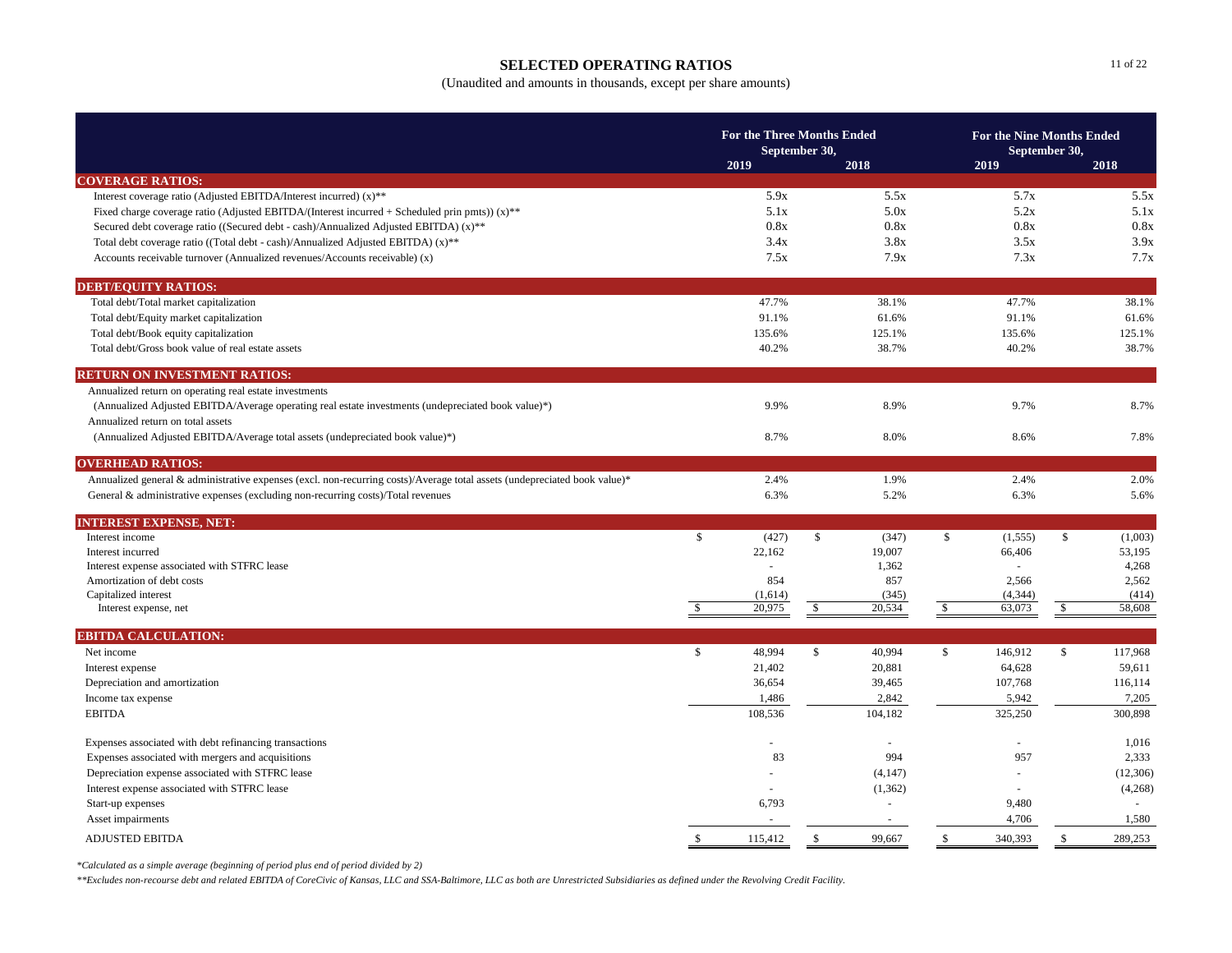# SELECTED OPERATING RATIOS

(Unaudited and amounts in thousands, except per share amounts)

| | For the Three Months Ended September 30, | | For the Nine Months Ended September 30, | |
|---|---|---|---|---|
| | 2019 | 2018 | 2019 | 2018 |
| **COVERAGE RATIOS:** | | | | |
| Interest coverage ratio (Adjusted EBITDA/Interest incurred) (x)** | 5.9x | 5.5x | 5.7x | 5.5x |
| Fixed charge coverage ratio (Adjusted EBITDA/(Interest incurred + Scheduled prin pmts)) (x)** | 5.1x | 5.0x | 5.2x | 5.1x |
| Secured debt coverage ratio ((Secured debt - cash)/Annualized Adjusted EBITDA) (x)** | 0.8x | 0.8x | 0.8x | 0.8x |
| Total debt coverage ratio ((Total debt - cash)/Annualized Adjusted EBITDA) (x)** | 3.4x | 3.8x | 3.5x | 3.9x |
| Accounts receivable turnover (Annualized revenues/Accounts receivable) (x) | 7.5x | 7.9x | 7.3x | 7.7x |
| **DEBT/EQUITY RATIOS:** | | | | |
| Total debt/Total market capitalization | 47.7% | 38.1% | 47.7% | 38.1% |
| Total debt/Equity market capitalization | 91.1% | 61.6% | 91.1% | 61.6% |
| Total debt/Book equity capitalization | 135.6% | 125.1% | 135.6% | 125.1% |
| Total debt/Gross book value of real estate assets | 40.2% | 38.7% | 40.2% | 38.7% |
| **RETURN ON INVESTMENT RATIOS:** | | | | |
| Annualized return on operating real estate investments | | | | |
| (Annualized Adjusted EBITDA/Average operating real estate investments (undepreciated book value)*) | 9.9% | 8.9% | 9.7% | 8.7% |
| Annualized return on total assets | | | | |
| (Annualized Adjusted EBITDA/Average total assets (undepreciated book value)*) | 8.7% | 8.0% | 8.6% | 7.8% |
| **OVERHEAD RATIOS:** | | | | |
| Annualized general & administrative expenses (excl. non-recurring costs)/Average total assets (undepreciated book value)* | 2.4% | 1.9% | 2.4% | 2.0% |
| General & administrative expenses (excluding non-recurring costs)/Total revenues | 6.3% | 5.2% | 6.3% | 5.6% |
| **INTEREST EXPENSE, NET:** | | | | |
| Interest income | $ (427) | $ (347) | $ (1,555) | $ (1,003) |
| Interest incurred | 22,162 | 19,007 | 66,406 | 53,195 |
| Interest expense associated with STFRC lease | - | 1,362 | - | 4,268 |
| Amortization of debt costs | 854 | 857 | 2,566 | 2,562 |
| Capitalized interest | (1,614) | (345) | (4,344) | (414) |
| Interest expense, net | $ 20,975 | $ 20,534 | $ 63,073 | $ 58,608 |
| **EBITDA CALCULATION:** | | | | |
| Net income | $ 48,994 | $ 40,994 | $ 146,912 | $ 117,968 |
| Interest expense | 21,402 | 20,881 | 64,628 | 59,611 |
| Depreciation and amortization | 36,654 | 39,465 | 107,768 | 116,114 |
| Income tax expense | 1,486 | 2,842 | 5,942 | 7,205 |
| EBITDA | 108,536 | 104,182 | 325,250 | 300,898 |
| Expenses associated with debt refinancing transactions | - | - | - | 1,016 |
| Expenses associated with mergers and acquisitions | 83 | 994 | 957 | 2,333 |
| Depreciation expense associated with STFRC lease | - | (4,147) | - | (12,306) |
| Interest expense associated with STFRC lease | - | (1,362) | - | (4,268) |
| Start-up expenses | 6,793 | - | 9,480 | - |
| Asset impairments | - | - | 4,706 | 1,580 |
| ADJUSTED EBITDA | $ 115,412 | $ 99,667 | $ 340,393 | $ 289,253 |

*\*Calculated as a simple average (beginning of period plus end of period divided by 2)*

*\*\*Excludes non-recourse debt and related EBITDA of CoreCivic of Kansas, LLC and SSA-Baltimore, LLC as both are Unrestricted Subsidiaries as defined under the Revolving Credit Facility.*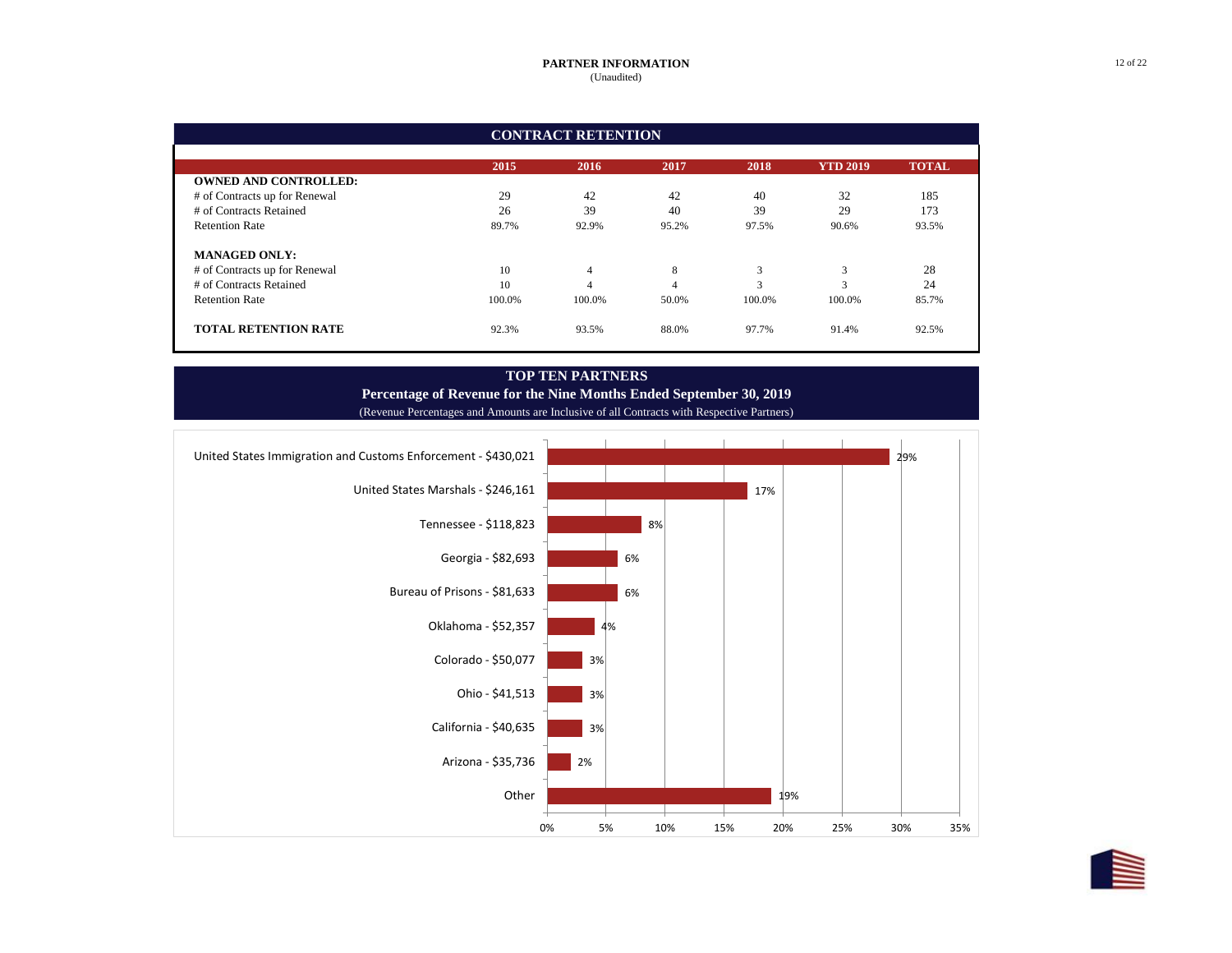# PARTNER INFORMATION

(Unaudited)

## CONTRACT RETENTION

| | 2015 | 2016 | 2017 | 2018 | YTD 2019 | TOTAL |
|---|---|---|---|---|---|---|
| **OWNED AND CONTROLLED:** | | | | | | |
| # of Contracts up for Renewal | 29 | 42 | 42 | 40 | 32 | 185 |
| # of Contracts Retained | 26 | 39 | 40 | 39 | 29 | 173 |
| Retention Rate | 89.7% | 92.9% | 95.2% | 97.5% | 90.6% | 93.5% |
| **MANAGED ONLY:** | | | | | | |
| # of Contracts up for Renewal | 10 | 4 | 8 | 3 | 3 | 28 |
| # of Contracts Retained | 10 | 4 | 4 | 3 | 3 | 24 |
| Retention Rate | 100.0% | 100.0% | 50.0% | 100.0% | 100.0% | 85.7% |
| **TOTAL RETENTION RATE** | 92.3% | 93.5% | 88.0% | 97.7% | 91.4% | 92.5% |

## TOP TEN PARTNERS

**Percentage of Revenue for the Nine Months Ended September 30, 2019**

(Revenue Percentages and Amounts are Inclusive of all Contracts with Respective Partners)

| Partner | Percentage of Revenue |
|---|---|
| United States Immigration and Customs Enforcement - $430,021 | 29% |
| United States Marshals - $246,161 | 17% |
| Tennessee - $118,823 | 8% |
| Georgia - $82,693 | 6% |
| Bureau of Prisons - $81,633 | 6% |
| Oklahoma - $52,357 | 4% |
| Colorado - $50,077 | 3% |
| Ohio - $41,513 | 3% |
| California - $40,635 | 3% |
| Arizona - $35,736 | 2% |
| Other | 19% |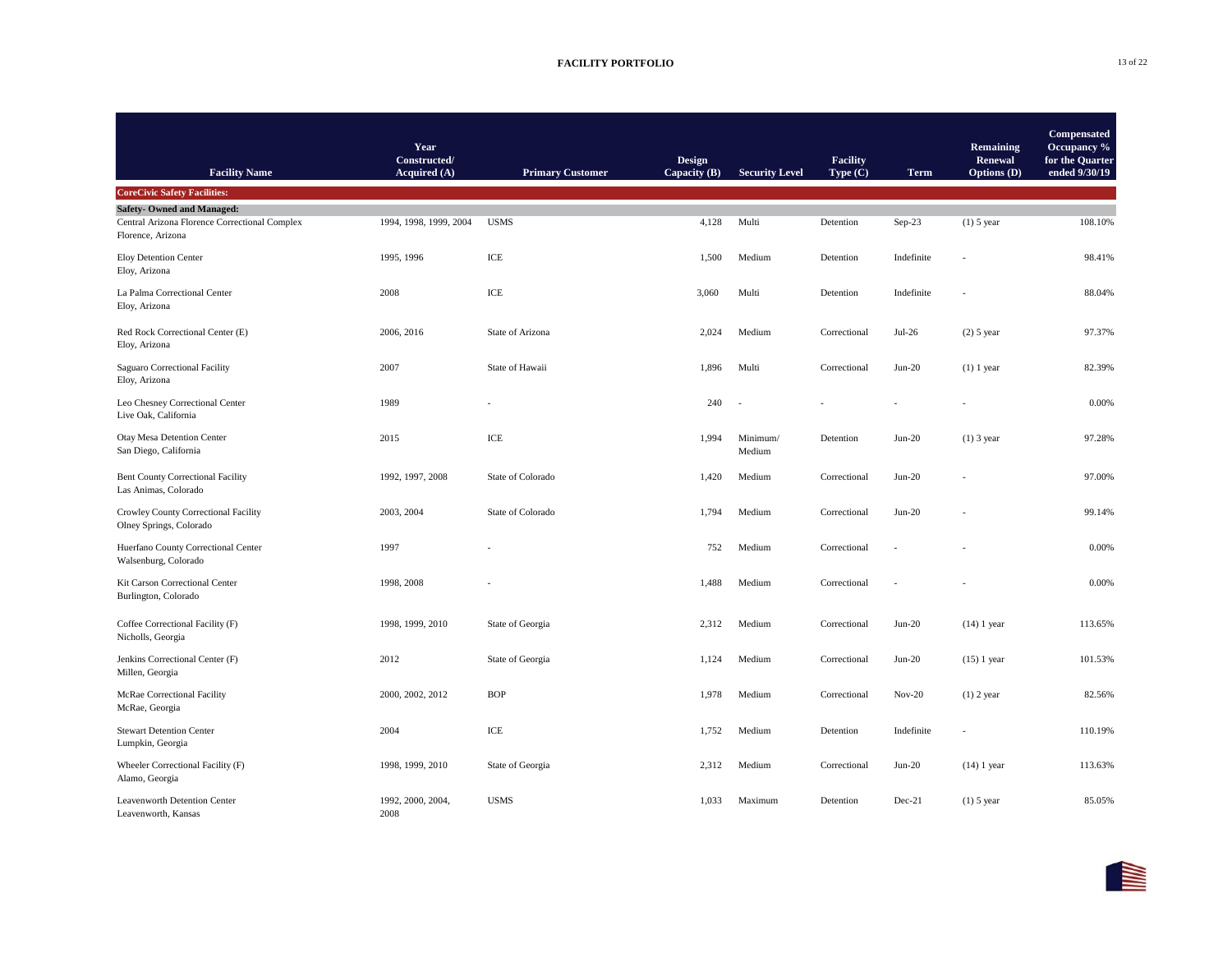# FACILITY PORTFOLIO

| Facility Name | Year Constructed/ Acquired (A) | Primary Customer | Design Capacity (B) | Security Level | Facility Type (C) | Term | Remaining Renewal Options (D) | Compensated Occupancy % for the Quarter ended 9/30/19 |
|---|---|---|---|---|---|---|---|---|
| **CoreCivic Safety Facilities:** | | | | | | | | |
| **Safety- Owned and Managed:** | | | | | | | | |
| Central Arizona Florence Correctional Complex Florence, Arizona | 1994, 1998, 1999, 2004 | USMS | 4,128 | Multi | Detention | Sep-23 | (1) 5 year | 108.10% |
| Eloy Detention Center Eloy, Arizona | 1995, 1996 | ICE | 1,500 | Medium | Detention | Indefinite | - | 98.41% |
| La Palma Correctional Center Eloy, Arizona | 2008 | ICE | 3,060 | Multi | Detention | Indefinite | - | 88.04% |
| Red Rock Correctional Center (E) Eloy, Arizona | 2006, 2016 | State of Arizona | 2,024 | Medium | Correctional | Jul-26 | (2) 5 year | 97.37% |
| Saguaro Correctional Facility Eloy, Arizona | 2007 | State of Hawaii | 1,896 | Multi | Correctional | Jun-20 | (1) 1 year | 82.39% |
| Leo Chesney Correctional Center Live Oak, California | 1989 | - | 240 | - | - | - | - | 0.00% |
| Otay Mesa Detention Center San Diego, California | 2015 | ICE | 1,994 | Minimum/ Medium | Detention | Jun-20 | (1) 3 year | 97.28% |
| Bent County Correctional Facility Las Animas, Colorado | 1992, 1997, 2008 | State of Colorado | 1,420 | Medium | Correctional | Jun-20 | - | 97.00% |
| Crowley County Correctional Facility Olney Springs, Colorado | 2003, 2004 | State of Colorado | 1,794 | Medium | Correctional | Jun-20 | - | 99.14% |
| Huerfano County Correctional Center Walsenburg, Colorado | 1997 | - | 752 | Medium | Correctional | - | - | 0.00% |
| Kit Carson Correctional Center Burlington, Colorado | 1998, 2008 | - | 1,488 | Medium | Correctional | - | - | 0.00% |
| Coffee Correctional Facility (F) Nicholls, Georgia | 1998, 1999, 2010 | State of Georgia | 2,312 | Medium | Correctional | Jun-20 | (14) 1 year | 113.65% |
| Jenkins Correctional Center (F) Millen, Georgia | 2012 | State of Georgia | 1,124 | Medium | Correctional | Jun-20 | (15) 1 year | 101.53% |
| McRae Correctional Facility McRae, Georgia | 2000, 2002, 2012 | BOP | 1,978 | Medium | Correctional | Nov-20 | (1) 2 year | 82.56% |
| Stewart Detention Center Lumpkin, Georgia | 2004 | ICE | 1,752 | Medium | Detention | Indefinite | - | 110.19% |
| Wheeler Correctional Facility (F) Alamo, Georgia | 1998, 1999, 2010 | State of Georgia | 2,312 | Medium | Correctional | Jun-20 | (14) 1 year | 113.63% |
| Leavenworth Detention Center Leavenworth, Kansas | 1992, 2000, 2004, 2008 | USMS | 1,033 | Maximum | Detention | Dec-21 | (1) 5 year | 85.05% |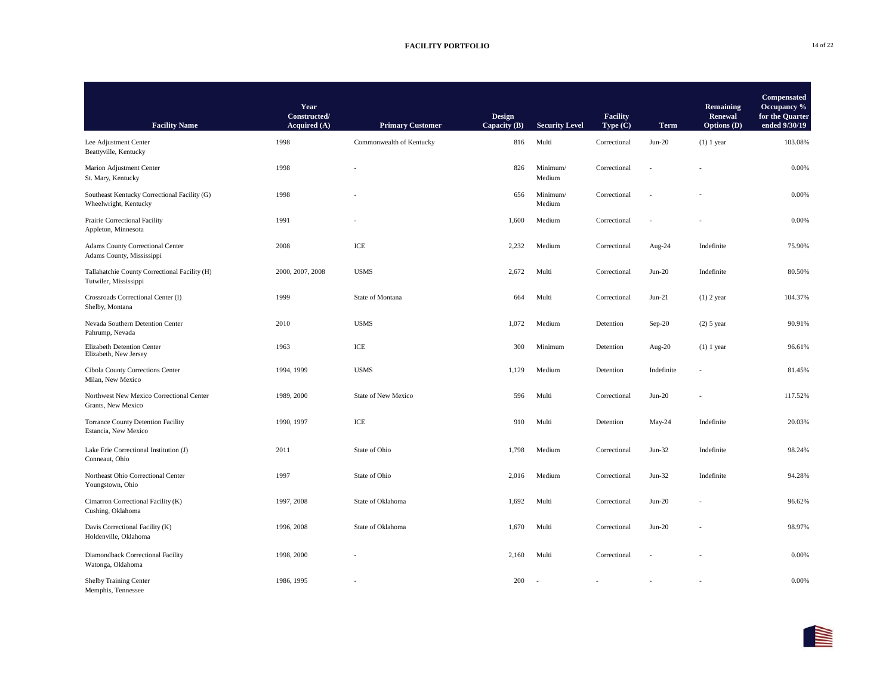# FACILITY PORTFOLIO

| Facility Name | Year Constructed/ Acquired (A) | Primary Customer | Design Capacity (B) | Security Level | Facility Type (C) | Term | Remaining Renewal Options (D) | Compensated Occupancy % for the Quarter ended 9/30/19 |
|---|---|---|---|---|---|---|---|---|
| Lee Adjustment Center<br>Beattyville, Kentucky | 1998 | Commonwealth of Kentucky | 816 | Multi | Correctional | Jun-20 | (1) 1 year | 103.08% |
| Marion Adjustment Center<br>St. Mary, Kentucky | 1998 | - | 826 | Minimum/ Medium | Correctional | - | - | 0.00% |
| Southeast Kentucky Correctional Facility (G)<br>Wheelwright, Kentucky | 1998 | - | 656 | Minimum/ Medium | Correctional | - | - | 0.00% |
| Prairie Correctional Facility<br>Appleton, Minnesota | 1991 | - | 1,600 | Medium | Correctional | - | - | 0.00% |
| Adams County Correctional Center<br>Adams County, Mississippi | 2008 | ICE | 2,232 | Medium | Correctional | Aug-24 | Indefinite | 75.90% |
| Tallahatchie County Correctional Facility (H)<br>Tutwiler, Mississippi | 2000, 2007, 2008 | USMS | 2,672 | Multi | Correctional | Jun-20 | Indefinite | 80.50% |
| Crossroads Correctional Center (I)<br>Shelby, Montana | 1999 | State of Montana | 664 | Multi | Correctional | Jun-21 | (1) 2 year | 104.37% |
| Nevada Southern Detention Center<br>Pahrump, Nevada | 2010 | USMS | 1,072 | Medium | Detention | Sep-20 | (2) 5 year | 90.91% |
| Elizabeth Detention Center<br>Elizabeth, New Jersey | 1963 | ICE | 300 | Minimum | Detention | Aug-20 | (1) 1 year | 96.61% |
| Cibola County Corrections Center<br>Milan, New Mexico | 1994, 1999 | USMS | 1,129 | Medium | Detention | Indefinite | - | 81.45% |
| Northwest New Mexico Correctional Center<br>Grants, New Mexico | 1989, 2000 | State of New Mexico | 596 | Multi | Correctional | Jun-20 | - | 117.52% |
| Torrance County Detention Facility<br>Estancia, New Mexico | 1990, 1997 | ICE | 910 | Multi | Detention | May-24 | Indefinite | 20.03% |
| Lake Erie Correctional Institution (J)<br>Conneaut, Ohio | 2011 | State of Ohio | 1,798 | Medium | Correctional | Jun-32 | Indefinite | 98.24% |
| Northeast Ohio Correctional Center<br>Youngstown, Ohio | 1997 | State of Ohio | 2,016 | Medium | Correctional | Jun-32 | Indefinite | 94.28% |
| Cimarron Correctional Facility (K)<br>Cushing, Oklahoma | 1997, 2008 | State of Oklahoma | 1,692 | Multi | Correctional | Jun-20 | - | 96.62% |
| Davis Correctional Facility (K)<br>Holdenville, Oklahoma | 1996, 2008 | State of Oklahoma | 1,670 | Multi | Correctional | Jun-20 | - | 98.97% |
| Diamondback Correctional Facility<br>Watonga, Oklahoma | 1998, 2000 | - | 2,160 | Multi | Correctional | - | - | 0.00% |
| Shelby Training Center<br>Memphis, Tennessee | 1986, 1995 | - | 200 | - | - | - | - | 0.00% |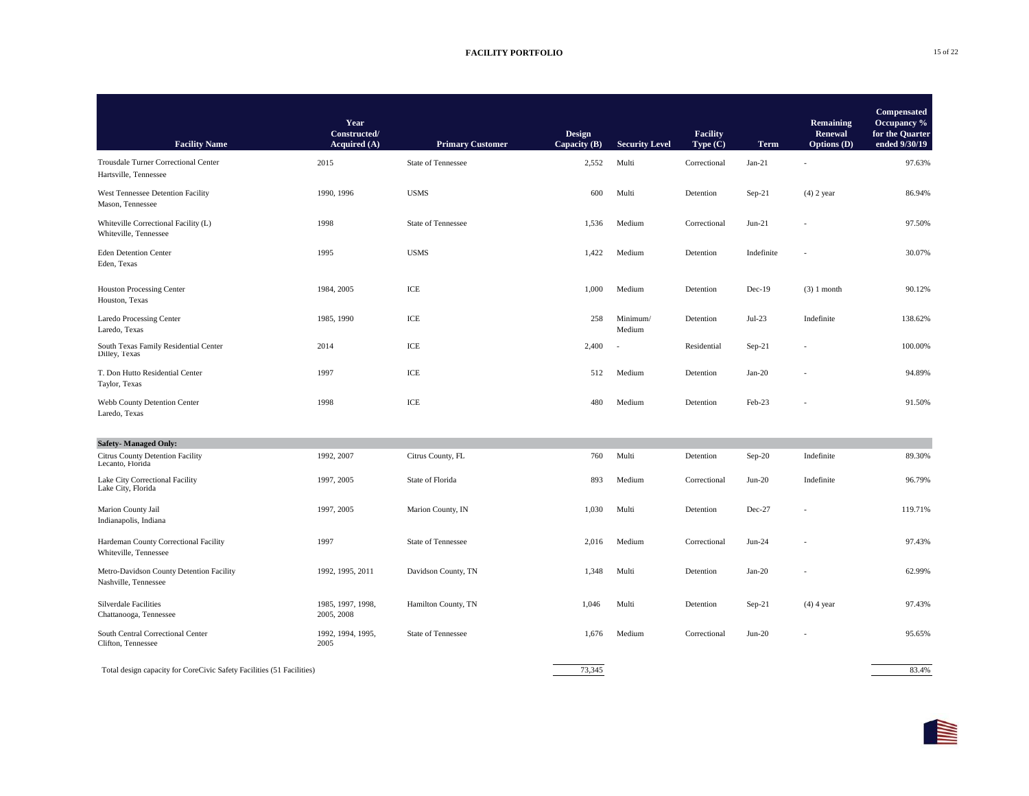## FACILITY PORTFOLIO

| Facility Name | Year Constructed/ Acquired (A) | Primary Customer | Design Capacity (B) | Security Level | Facility Type (C) | Term | Remaining Renewal Options (D) | Compensated Occupancy % for the Quarter ended 9/30/19 |
|---|---|---|---|---|---|---|---|---|
| Trousdale Turner Correctional Center<br>Hartsville, Tennessee | 2015 | State of Tennessee | 2,552 | Multi | Correctional | Jan-21 | - | 97.63% |
| West Tennessee Detention Facility<br>Mason, Tennessee | 1990, 1996 | USMS | 600 | Multi | Detention | Sep-21 | (4) 2 year | 86.94% |
| Whiteville Correctional Facility (L)<br>Whiteville, Tennessee | 1998 | State of Tennessee | 1,536 | Medium | Correctional | Jun-21 | - | 97.50% |
| Eden Detention Center<br>Eden, Texas | 1995 | USMS | 1,422 | Medium | Detention | Indefinite | - | 30.07% |
| Houston Processing Center<br>Houston, Texas | 1984, 2005 | ICE | 1,000 | Medium | Detention | Dec-19 | (3) 1 month | 90.12% |
| Laredo Processing Center<br>Laredo, Texas | 1985, 1990 | ICE | 258 | Minimum/ Medium | Detention | Jul-23 | Indefinite | 138.62% |
| South Texas Family Residential Center<br>Dilley, Texas | 2014 | ICE | 2,400 | - | Residential | Sep-21 | - | 100.00% |
| T. Don Hutto Residential Center<br>Taylor, Texas | 1997 | ICE | 512 | Medium | Detention | Jan-20 | - | 94.89% |
| Webb County Detention Center<br>Laredo, Texas | 1998 | ICE | 480 | Medium | Detention | Feb-23 | - | 91.50% |
| **Safety- Managed Only:** | | | | | | | | |
| Citrus County Detention Facility<br>Lecanto, Florida | 1992, 2007 | Citrus County, FL | 760 | Multi | Detention | Sep-20 | Indefinite | 89.30% |
| Lake City Correctional Facility<br>Lake City, Florida | 1997, 2005 | State of Florida | 893 | Medium | Correctional | Jun-20 | Indefinite | 96.79% |
| Marion County Jail<br>Indianapolis, Indiana | 1997, 2005 | Marion County, IN | 1,030 | Multi | Detention | Dec-27 | - | 119.71% |
| Hardeman County Correctional Facility<br>Whiteville, Tennessee | 1997 | State of Tennessee | 2,016 | Medium | Correctional | Jun-24 | - | 97.43% |
| Metro-Davidson County Detention Facility<br>Nashville, Tennessee | 1992, 1995, 2011 | Davidson County, TN | 1,348 | Multi | Detention | Jan-20 | - | 62.99% |
| Silverdale Facilities<br>Chattanooga, Tennessee | 1985, 1997, 1998, 2005, 2008 | Hamilton County, TN | 1,046 | Multi | Detention | Sep-21 | (4) 4 year | 97.43% |
| South Central Correctional Center<br>Clifton, Tennessee | 1992, 1994, 1995, 2005 | State of Tennessee | 1,676 | Medium | Correctional | Jun-20 | - | 95.65% |
| Total design capacity for CoreCivic Safety Facilities (51 Facilities) | | | 73,345 | | | | | 83.4% |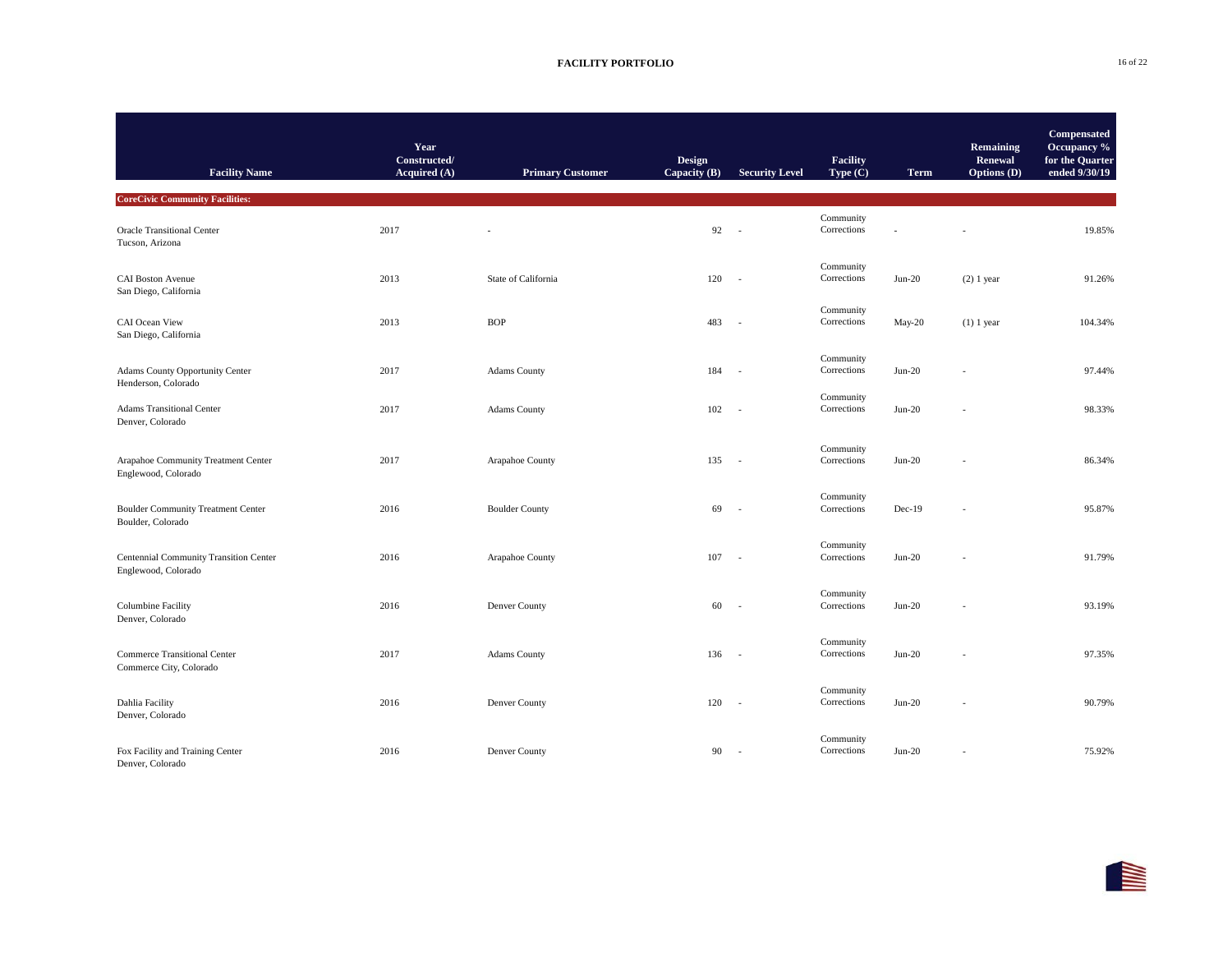# FACILITY PORTFOLIO

| Facility Name | Year Constructed/ Acquired (A) | Primary Customer | Design Capacity (B) | Security Level | Facility Type (C) | Term | Remaining Renewal Options (D) | Compensated Occupancy % for the Quarter ended 9/30/19 |
|---|---|---|---|---|---|---|---|---|
| **CoreCivic Community Facilities:** | | | | | | | | |
| Oracle Transitional Center<br>Tucson, Arizona | 2017 | - | 92 | - | Community Corrections | - | - | 19.85% |
| CAI Boston Avenue<br>San Diego, California | 2013 | State of California | 120 | - | Community Corrections | Jun-20 | (2) 1 year | 91.26% |
| CAI Ocean View<br>San Diego, California | 2013 | BOP | 483 | - | Community Corrections | May-20 | (1) 1 year | 104.34% |
| Adams County Opportunity Center<br>Henderson, Colorado | 2017 | Adams County | 184 | - | Community Corrections | Jun-20 | - | 97.44% |
| Adams Transitional Center<br>Denver, Colorado | 2017 | Adams County | 102 | - | Community Corrections | Jun-20 | - | 98.33% |
| Arapahoe Community Treatment Center<br>Englewood, Colorado | 2017 | Arapahoe County | 135 | - | Community Corrections | Jun-20 | - | 86.34% |
| Boulder Community Treatment Center<br>Boulder, Colorado | 2016 | Boulder County | 69 | - | Community Corrections | Dec-19 | - | 95.87% |
| Centennial Community Transition Center<br>Englewood, Colorado | 2016 | Arapahoe County | 107 | - | Community Corrections | Jun-20 | - | 91.79% |
| Columbine Facility<br>Denver, Colorado | 2016 | Denver County | 60 | - | Community Corrections | Jun-20 | - | 93.19% |
| Commerce Transitional Center<br>Commerce City, Colorado | 2017 | Adams County | 136 | - | Community Corrections | Jun-20 | - | 97.35% |
| Dahlia Facility<br>Denver, Colorado | 2016 | Denver County | 120 | - | Community Corrections | Jun-20 | - | 90.79% |
| Fox Facility and Training Center<br>Denver, Colorado | 2016 | Denver County | 90 | - | Community Corrections | Jun-20 | - | 75.92% |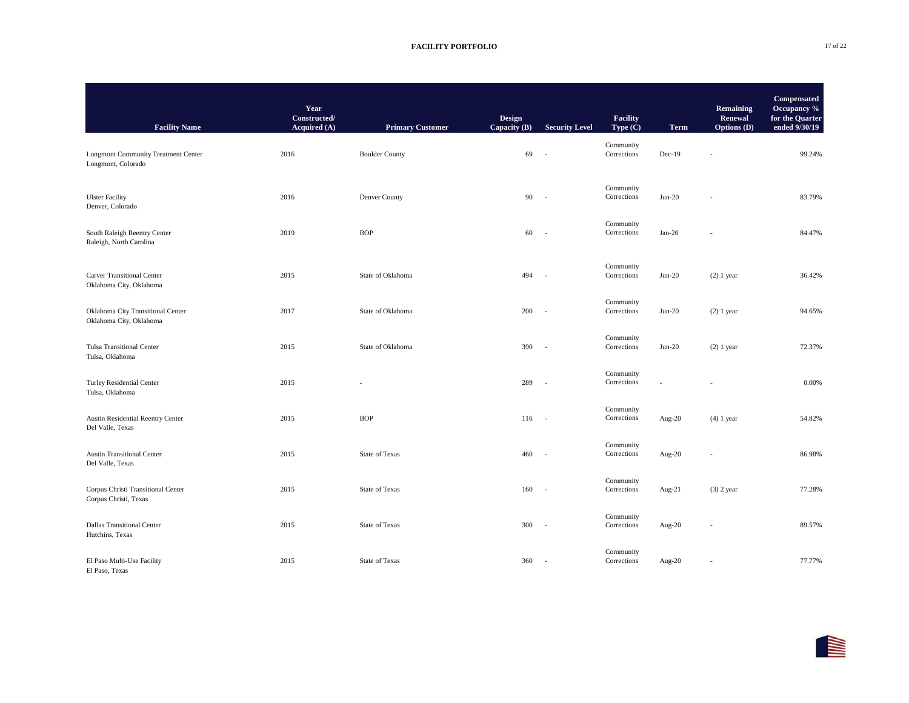## FACILITY PORTFOLIO

| Facility Name | Year Constructed/ Acquired (A) | Primary Customer | Design Capacity (B) | Security Level | Facility Type (C) | Term | Remaining Renewal Options (D) | Compensated Occupancy % for the Quarter ended 9/30/19 |
|---|---|---|---|---|---|---|---|---|
| Longmont Community Treatment Center<br>Longmont, Colorado | 2016 | Boulder County | 69 | - | Community Corrections | Dec-19 | - | 99.24% |
| Ulster Facility<br>Denver, Colorado | 2016 | Denver County | 90 | - | Community Corrections | Jun-20 | - | 83.79% |
| South Raleigh Reentry Center<br>Raleigh, North Carolina | 2019 | BOP | 60 | - | Community Corrections | Jan-20 | - | 84.47% |
| Carver Transitional Center<br>Oklahoma City, Oklahoma | 2015 | State of Oklahoma | 494 | - | Community Corrections | Jun-20 | (2) 1 year | 36.42% |
| Oklahoma City Transitional Center<br>Oklahoma City, Oklahoma | 2017 | State of Oklahoma | 200 | - | Community Corrections | Jun-20 | (2) 1 year | 94.65% |
| Tulsa Transitional Center<br>Tulsa, Oklahoma | 2015 | State of Oklahoma | 390 | - | Community Corrections | Jun-20 | (2) 1 year | 72.37% |
| Turley Residential Center<br>Tulsa, Oklahoma | 2015 | - | 289 | - | Community Corrections | - | - | 0.00% |
| Austin Residential Reentry Center<br>Del Valle, Texas | 2015 | BOP | 116 | - | Community Corrections | Aug-20 | (4) 1 year | 54.82% |
| Austin Transitional Center<br>Del Valle, Texas | 2015 | State of Texas | 460 | - | Community Corrections | Aug-20 | - | 86.98% |
| Corpus Christi Transitional Center<br>Corpus Christi, Texas | 2015 | State of Texas | 160 | - | Community Corrections | Aug-21 | (3) 2 year | 77.28% |
| Dallas Transitional Center<br>Hutchins, Texas | 2015 | State of Texas | 300 | - | Community Corrections | Aug-20 | - | 89.57% |
| El Paso Multi-Use Facility<br>El Paso, Texas | 2015 | State of Texas | 360 | - | Community Corrections | Aug-20 | - | 77.77% |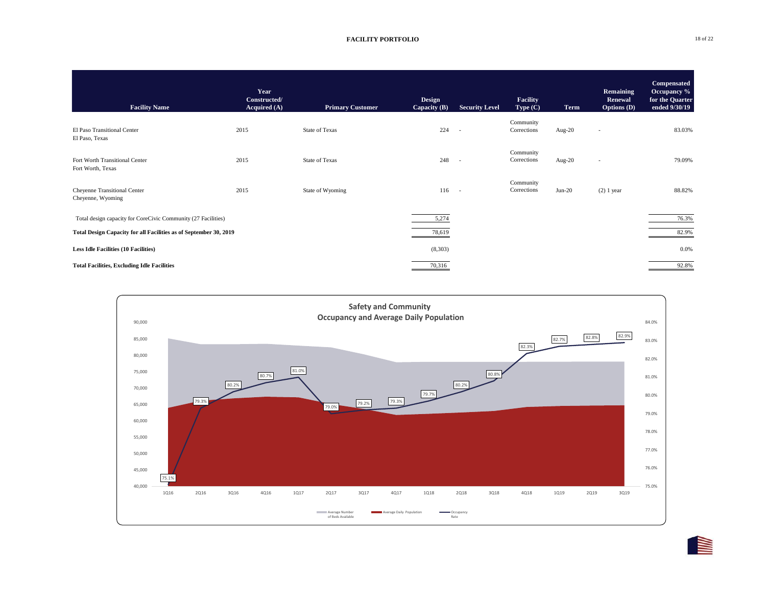## FACILITY PORTFOLIO

| Facility Name | Year Constructed/ Acquired (A) | Primary Customer | Design Capacity (B) | Security Level | Facility Type (C) | Term | Remaining Renewal Options (D) | Compensated Occupancy % for the Quarter ended 9/30/19 |
|---|---|---|---|---|---|---|---|---|
| El Paso Transitional Center<br>El Paso, Texas | 2015 | State of Texas | 224 | - | Community Corrections | Aug-20 | - | 83.03% |
| Fort Worth Transitional Center<br>Fort Worth, Texas | 2015 | State of Texas | 248 | - | Community Corrections | Aug-20 | - | 79.09% |
| Cheyenne Transitional Center<br>Cheyenne, Wyoming | 2015 | State of Wyoming | 116 | - | Community Corrections | Jun-20 | (2) 1 year | 88.82% |
| Total design capacity for CoreCivic Community (27 Facilities) | | | 5,274 | | | | | 76.3% |
| **Total Design Capacity for all Facilities as of September 30, 2019** | | | 78,619 | | | | | 82.9% |
| **Less Idle Facilities (10 Facilities)** | | | (8,303) | | | | | 0.0% |
| **Total Facilities, Excluding Idle Facilities** | | | 70,316 | | | | | 92.8% |

**Safety and Community**
**Occupancy and Average Daily Population**

| Quarter | 1Q16 | 2Q16 | 3Q16 | 4Q16 | 1Q17 | 2Q17 | 3Q17 | 4Q17 | 1Q18 | 2Q18 | 3Q18 | 4Q18 | 1Q19 | 2Q19 | 3Q19 |
|---|---|---|---|---|---|---|---|---|---|---|---|---|---|---|---|
| Occupancy Rate | 75.1% | 79.3% | 80.2% | 80.7% | 81.0% | 79.0% | 79.2% | 79.3% | 79.7% | 80.2% | 80.8% | 82.3% | 82.7% | 82.8% | 82.9% |

Legend: Average Number of Beds Available; Average Daily Population; Occupancy Rate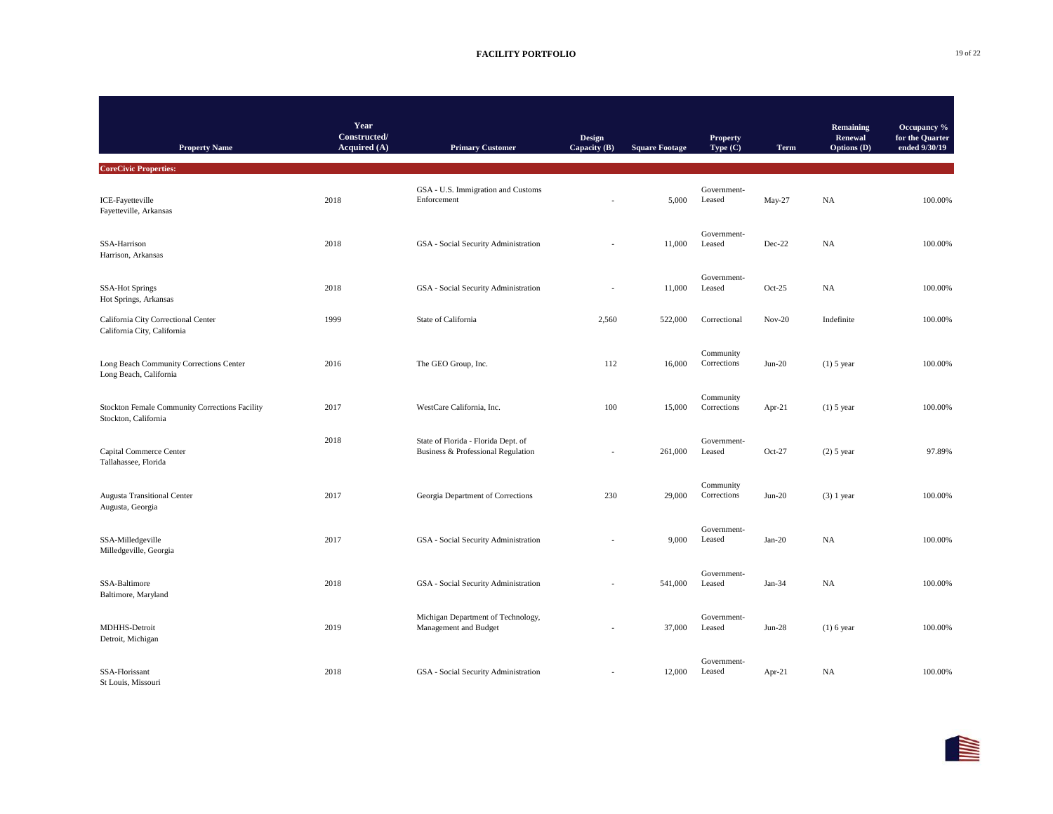# FACILITY PORTFOLIO

| Property Name | Year Constructed/ Acquired (A) | Primary Customer | Design Capacity (B) | Square Footage | Property Type (C) | Term | Remaining Renewal Options (D) | Occupancy % for the Quarter ended 9/30/19 |
|---|---|---|---|---|---|---|---|---|
| **CoreCivic Properties:** | | | | | | | | |
| ICE-Fayetteville<br>Fayetteville, Arkansas | 2018 | GSA - U.S. Immigration and Customs Enforcement | - | 5,000 | Government-Leased | May-27 | NA | 100.00% |
| SSA-Harrison<br>Harrison, Arkansas | 2018 | GSA - Social Security Administration | - | 11,000 | Government-Leased | Dec-22 | NA | 100.00% |
| SSA-Hot Springs<br>Hot Springs, Arkansas | 2018 | GSA - Social Security Administration | - | 11,000 | Government-Leased | Oct-25 | NA | 100.00% |
| California City Correctional Center<br>California City, California | 1999 | State of California | 2,560 | 522,000 | Correctional | Nov-20 | Indefinite | 100.00% |
| Long Beach Community Corrections Center<br>Long Beach, California | 2016 | The GEO Group, Inc. | 112 | 16,000 | Community Corrections | Jun-20 | (1) 5 year | 100.00% |
| Stockton Female Community Corrections Facility<br>Stockton, California | 2017 | WestCare California, Inc. | 100 | 15,000 | Community Corrections | Apr-21 | (1) 5 year | 100.00% |
| Capital Commerce Center<br>Tallahassee, Florida | 2018 | State of Florida - Florida Dept. of Business & Professional Regulation | - | 261,000 | Government-Leased | Oct-27 | (2) 5 year | 97.89% |
| Augusta Transitional Center<br>Augusta, Georgia | 2017 | Georgia Department of Corrections | 230 | 29,000 | Community Corrections | Jun-20 | (3) 1 year | 100.00% |
| SSA-Milledgeville<br>Milledgeville, Georgia | 2017 | GSA - Social Security Administration | - | 9,000 | Government-Leased | Jan-20 | NA | 100.00% |
| SSA-Baltimore<br>Baltimore, Maryland | 2018 | GSA - Social Security Administration | - | 541,000 | Government-Leased | Jan-34 | NA | 100.00% |
| MDHHS-Detroit<br>Detroit, Michigan | 2019 | Michigan Department of Technology, Management and Budget | - | 37,000 | Government-Leased | Jun-28 | (1) 6 year | 100.00% |
| SSA-Florissant<br>St Louis, Missouri | 2018 | GSA - Social Security Administration | - | 12,000 | Government-Leased | Apr-21 | NA | 100.00% |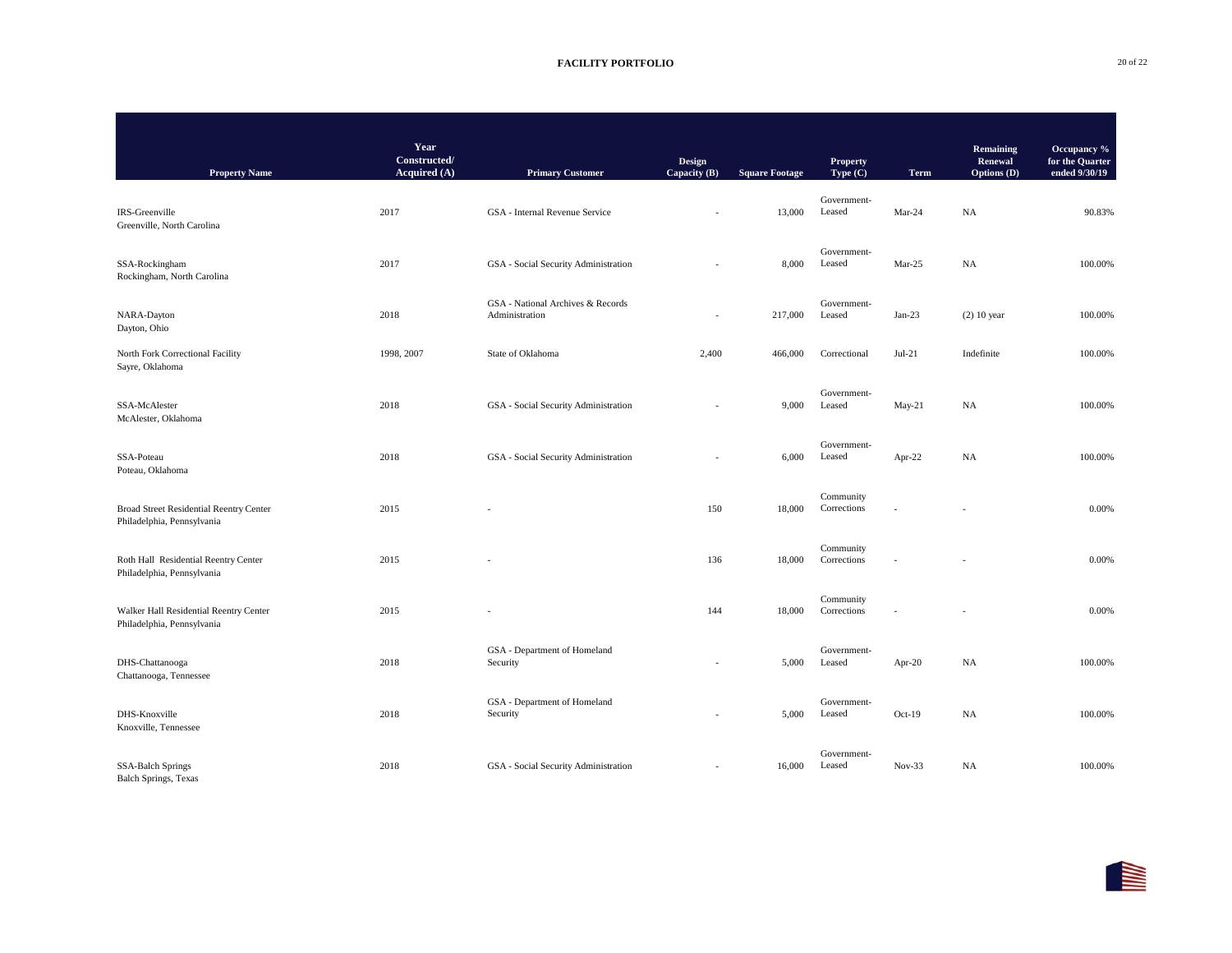# FACILITY PORTFOLIO

| Property Name | Year Constructed/ Acquired (A) | Primary Customer | Design Capacity (B) | Square Footage | Property Type (C) | Term | Remaining Renewal Options (D) | Occupancy % for the Quarter ended 9/30/19 |
|---|---|---|---|---|---|---|---|---|
| IRS-Greenville<br>Greenville, North Carolina | 2017 | GSA - Internal Revenue Service | - | 13,000 | Government-Leased | Mar-24 | NA | 90.83% |
| SSA-Rockingham<br>Rockingham, North Carolina | 2017 | GSA - Social Security Administration | - | 8,000 | Government-Leased | Mar-25 | NA | 100.00% |
| NARA-Dayton<br>Dayton, Ohio | 2018 | GSA - National Archives & Records Administration | - | 217,000 | Government-Leased | Jan-23 | (2) 10 year | 100.00% |
| North Fork Correctional Facility<br>Sayre, Oklahoma | 1998, 2007 | State of Oklahoma | 2,400 | 466,000 | Correctional | Jul-21 | Indefinite | 100.00% |
| SSA-McAlester<br>McAlester, Oklahoma | 2018 | GSA - Social Security Administration | - | 9,000 | Government-Leased | May-21 | NA | 100.00% |
| SSA-Poteau<br>Poteau, Oklahoma | 2018 | GSA - Social Security Administration | - | 6,000 | Government-Leased | Apr-22 | NA | 100.00% |
| Broad Street Residential Reentry Center<br>Philadelphia, Pennsylvania | 2015 | - | 150 | 18,000 | Community Corrections | - | - | 0.00% |
| Roth Hall Residential Reentry Center<br>Philadelphia, Pennsylvania | 2015 | - | 136 | 18,000 | Community Corrections | - | - | 0.00% |
| Walker Hall Residential Reentry Center<br>Philadelphia, Pennsylvania | 2015 | - | 144 | 18,000 | Community Corrections | - | - | 0.00% |
| DHS-Chattanooga<br>Chattanooga, Tennessee | 2018 | GSA - Department of Homeland Security | - | 5,000 | Government-Leased | Apr-20 | NA | 100.00% |
| DHS-Knoxville<br>Knoxville, Tennessee | 2018 | GSA - Department of Homeland Security | - | 5,000 | Government-Leased | Oct-19 | NA | 100.00% |
| SSA-Balch Springs<br>Balch Springs, Texas | 2018 | GSA - Social Security Administration | - | 16,000 | Government-Leased | Nov-33 | NA | 100.00% |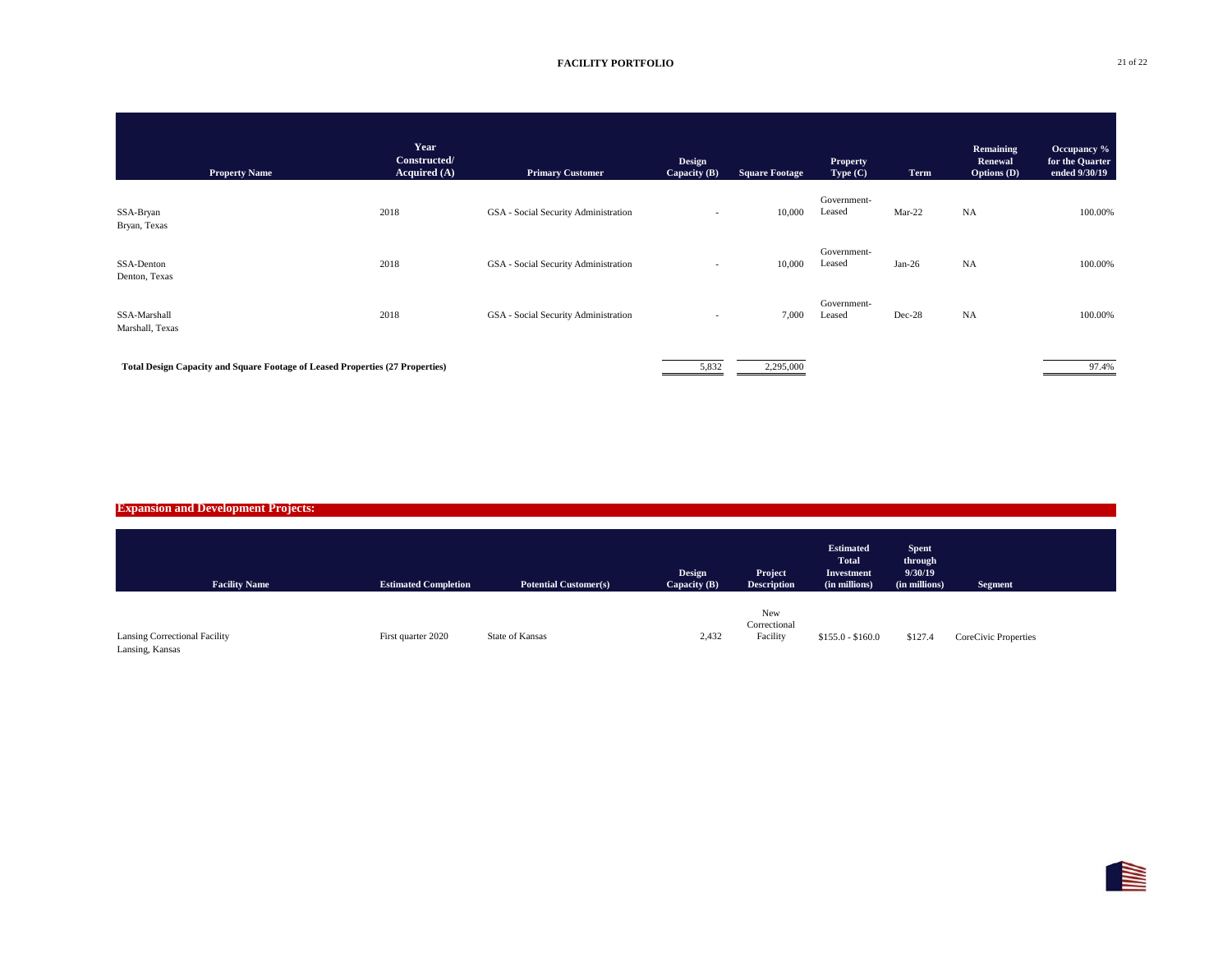## FACILITY PORTFOLIO

| Property Name | Year Constructed/ Acquired (A) | Primary Customer | Design Capacity (B) | Square Footage | Property Type (C) | Term | Remaining Renewal Options (D) | Occupancy % for the Quarter ended 9/30/19 |
|---|---|---|---|---|---|---|---|---|
| SSA-Bryan<br>Bryan, Texas | 2018 | GSA - Social Security Administration | - | 10,000 | Government-Leased | Mar-22 | NA | 100.00% |
| SSA-Denton<br>Denton, Texas | 2018 | GSA - Social Security Administration | - | 10,000 | Government-Leased | Jan-26 | NA | 100.00% |
| SSA-Marshall<br>Marshall, Texas | 2018 | GSA - Social Security Administration | - | 7,000 | Government-Leased | Dec-28 | NA | 100.00% |
| **Total Design Capacity and Square Footage of Leased Properties (27 Properties)** | | | 5,832 | 2,295,000 | | | | 97.4% |

## Expansion and Development Projects:

| Facility Name | Estimated Completion | Potential Customer(s) | Design Capacity (B) | Project Description | Estimated Total Investment (in millions) | Spent through 9/30/19 (in millions) | Segment |
|---|---|---|---|---|---|---|---|
| Lansing Correctional Facility<br>Lansing, Kansas | First quarter 2020 | State of Kansas | 2,432 | New Correctional Facility | $155.0 - $160.0 | $127.4 | CoreCivic Properties |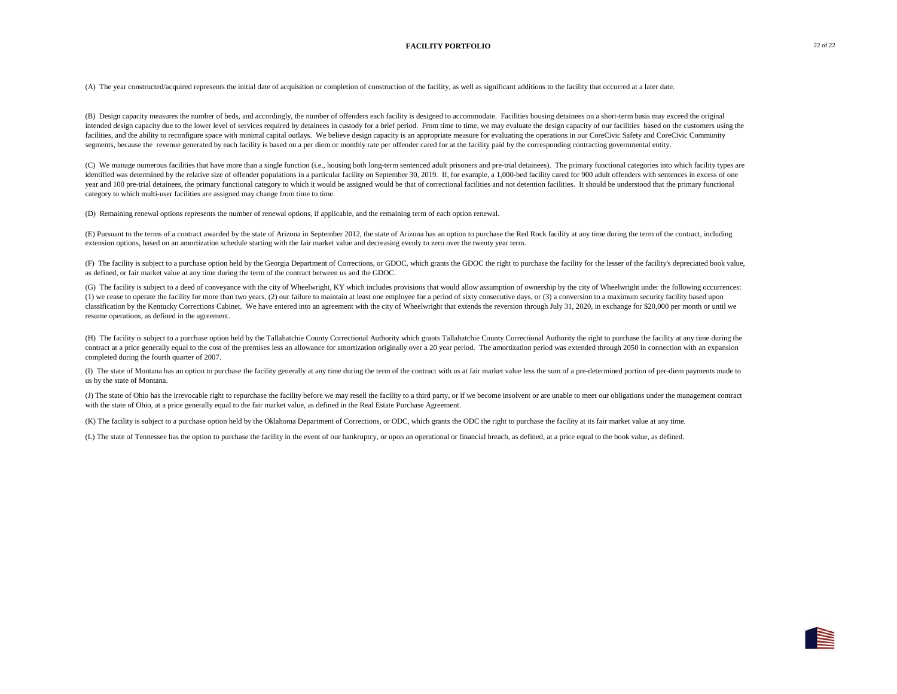(A) The year constructed/acquired represents the initial date of acquisition or completion of construction of the facility, as well as significant additions to the facility that occurred at a later date.

(B) Design capacity measures the number of beds, and accordingly, the number of offenders each facility is designed to accommodate. Facilities housing detainees on a short-term basis may exceed the original intended design capacity due to the lower level of services required by detainees in custody for a brief period. From time to time, we may evaluate the design capacity of our facilities based on the customers using the facilities, and the ability to reconfigure space with minimal capital outlays. We believe design capacity is an appropriate measure for evaluating the operations in our CoreCivic Safety and CoreCivic Community segments, because the revenue generated by each facility is based on a per diem or monthly rate per offender cared for at the facility paid by the corresponding contracting governmental entity.

(C) We manage numerous facilities that have more than a single function (i.e., housing both long-term sentenced adult prisoners and pre-trial detainees). The primary functional categories into which facility types are identified was determined by the relative size of offender populations in a particular facility on September 30, 2019. If, for example, a 1,000-bed facility cared for 900 adult offenders with sentences in excess of one year and 100 pre-trial detainees, the primary functional category to which it would be assigned would be that of correctional facilities and not detention facilities. It should be understood that the primary functional category to which multi-user facilities are assigned may change from time to time.

(D) Remaining renewal options represents the number of renewal options, if applicable, and the remaining term of each option renewal.

(E) Pursuant to the terms of a contract awarded by the state of Arizona in September 2012, the state of Arizona has an option to purchase the Red Rock facility at any time during the term of the contract, including extension options, based on an amortization schedule starting with the fair market value and decreasing evenly to zero over the twenty year term.

(F) The facility is subject to a purchase option held by the Georgia Department of Corrections, or GDOC, which grants the GDOC the right to purchase the facility for the lesser of the facility's depreciated book value, as defined, or fair market value at any time during the term of the contract between us and the GDOC.

(G) The facility is subject to a deed of conveyance with the city of Wheelwright, KY which includes provisions that would allow assumption of ownership by the city of Wheelwright under the following occurrences: (1) we cease to operate the facility for more than two years, (2) our failure to maintain at least one employee for a period of sixty consecutive days, or (3) a conversion to a maximum security facility based upon classification by the Kentucky Corrections Cabinet. We have entered into an agreement with the city of Wheelwright that extends the reversion through July 31, 2020, in exchange for $20,000 per month or until we resume operations, as defined in the agreement.

(H) The facility is subject to a purchase option held by the Tallahatchie County Correctional Authority which grants Tallahatchie County Correctional Authority the right to purchase the facility at any time during the contract at a price generally equal to the cost of the premises less an allowance for amortization originally over a 20 year period. The amortization period was extended through 2050 in connection with an expansion completed during the fourth quarter of 2007.

(I) The state of Montana has an option to purchase the facility generally at any time during the term of the contract with us at fair market value less the sum of a pre-determined portion of per-diem payments made to us by the state of Montana.

(J) The state of Ohio has the irrevocable right to repurchase the facility before we may resell the facility to a third party, or if we become insolvent or are unable to meet our obligations under the management contract with the state of Ohio, at a price generally equal to the fair market value, as defined in the Real Estate Purchase Agreement.

(K) The facility is subject to a purchase option held by the Oklahoma Department of Corrections, or ODC, which grants the ODC the right to purchase the facility at its fair market value at any time.

(L) The state of Tennessee has the option to purchase the facility in the event of our bankruptcy, or upon an operational or financial breach, as defined, at a price equal to the book value, as defined.